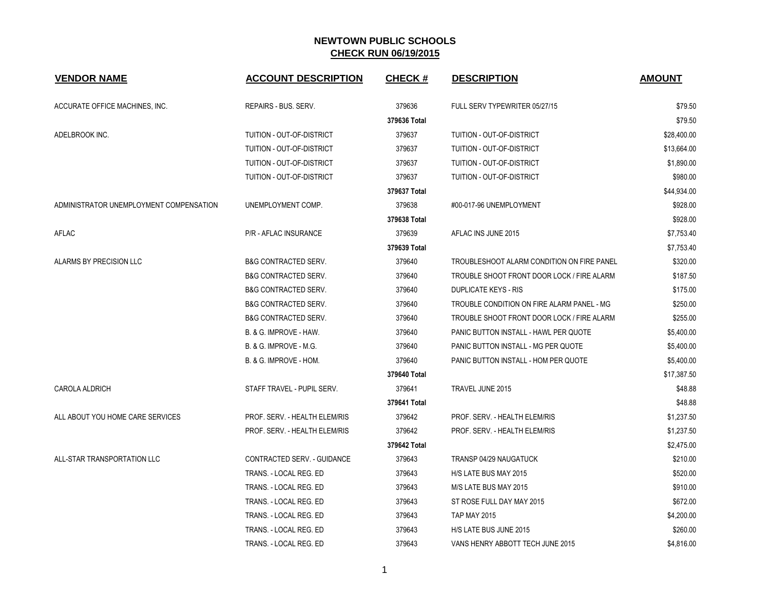# NEWTOWN PUBLIC SCHOOLS
## CHECK RUN 06/19/2015

| VENDOR NAME | ACCOUNT DESCRIPTION | CHECK # | DESCRIPTION | AMOUNT |
|---|---|---|---|---|
| ACCURATE OFFICE MACHINES, INC. | REPAIRS - BUS. SERV. | 379636 | FULL SERV TYPEWRITER 05/27/15 | $79.50 |
| | | 379636 Total | | $79.50 |
| ADELBROOK INC. | TUITION - OUT-OF-DISTRICT | 379637 | TUITION - OUT-OF-DISTRICT | $28,400.00 |
| | TUITION - OUT-OF-DISTRICT | 379637 | TUITION - OUT-OF-DISTRICT | $13,664.00 |
| | TUITION - OUT-OF-DISTRICT | 379637 | TUITION - OUT-OF-DISTRICT | $1,890.00 |
| | TUITION - OUT-OF-DISTRICT | 379637 | TUITION - OUT-OF-DISTRICT | $980.00 |
| | | 379637 Total | | $44,934.00 |
| ADMINISTRATOR UNEMPLOYMENT COMPENSATION | UNEMPLOYMENT COMP. | 379638 | #00-017-96 UNEMPLOYMENT | $928.00 |
| | | 379638 Total | | $928.00 |
| AFLAC | P/R - AFLAC INSURANCE | 379639 | AFLAC INS JUNE 2015 | $7,753.40 |
| | | 379639 Total | | $7,753.40 |
| ALARMS BY PRECISION LLC | B&G CONTRACTED SERV. | 379640 | TROUBLESHOOT ALARM CONDITION ON FIRE PANEL | $320.00 |
| | B&G CONTRACTED SERV. | 379640 | TROUBLE SHOOT FRONT DOOR LOCK / FIRE ALARM | $187.50 |
| | B&G CONTRACTED SERV. | 379640 | DUPLICATE KEYS - RIS | $175.00 |
| | B&G CONTRACTED SERV. | 379640 | TROUBLE CONDITION ON FIRE ALARM PANEL - MG | $250.00 |
| | B&G CONTRACTED SERV. | 379640 | TROUBLE SHOOT FRONT DOOR LOCK / FIRE ALARM | $255.00 |
| | B. & G. IMPROVE - HAW. | 379640 | PANIC BUTTON INSTALL - HAWL PER QUOTE | $5,400.00 |
| | B. & G. IMPROVE - M.G. | 379640 | PANIC BUTTON INSTALL - MG PER QUOTE | $5,400.00 |
| | B. & G. IMPROVE - HOM. | 379640 | PANIC BUTTON INSTALL - HOM PER QUOTE | $5,400.00 |
| | | 379640 Total | | $17,387.50 |
| CAROLA ALDRICH | STAFF TRAVEL - PUPIL SERV. | 379641 | TRAVEL JUNE 2015 | $48.88 |
| | | 379641 Total | | $48.88 |
| ALL ABOUT YOU HOME CARE SERVICES | PROF. SERV. - HEALTH ELEM/RIS | 379642 | PROF. SERV. - HEALTH ELEM/RIS | $1,237.50 |
| | PROF. SERV. - HEALTH ELEM/RIS | 379642 | PROF. SERV. - HEALTH ELEM/RIS | $1,237.50 |
| | | 379642 Total | | $2,475.00 |
| ALL-STAR TRANSPORTATION LLC | CONTRACTED SERV. - GUIDANCE | 379643 | TRANSP 04/29 NAUGATUCK | $210.00 |
| | TRANS. - LOCAL REG. ED | 379643 | H/S LATE BUS MAY 2015 | $520.00 |
| | TRANS. - LOCAL REG. ED | 379643 | M/S LATE BUS MAY 2015 | $910.00 |
| | TRANS. - LOCAL REG. ED | 379643 | ST ROSE FULL DAY MAY 2015 | $672.00 |
| | TRANS. - LOCAL REG. ED | 379643 | TAP MAY 2015 | $4,200.00 |
| | TRANS. - LOCAL REG. ED | 379643 | H/S LATE BUS JUNE 2015 | $260.00 |
| | TRANS. - LOCAL REG. ED | 379643 | VANS HENRY ABBOTT TECH JUNE 2015 | $4,816.00 |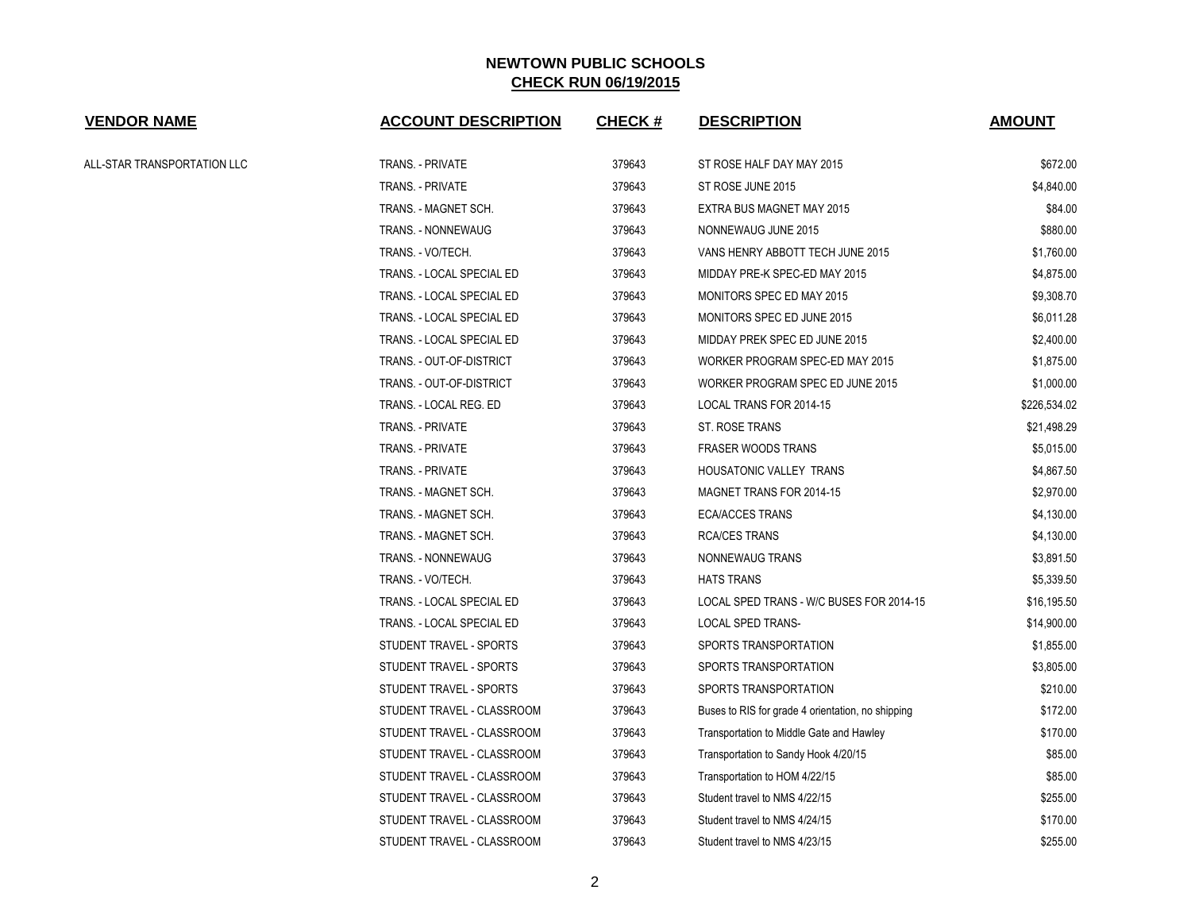# NEWTOWN PUBLIC SCHOOLS
## CHECK RUN 06/19/2015

| VENDOR NAME | ACCOUNT DESCRIPTION | CHECK # | DESCRIPTION | AMOUNT |
|---|---|---|---|---|
| ALL-STAR TRANSPORTATION LLC | TRANS. - PRIVATE | 379643 | ST ROSE HALF DAY MAY 2015 | $672.00 |
| | TRANS. - PRIVATE | 379643 | ST ROSE JUNE 2015 | $4,840.00 |
| | TRANS. - MAGNET SCH. | 379643 | EXTRA BUS MAGNET MAY 2015 | $84.00 |
| | TRANS. - NONNEWAUG | 379643 | NONNEWAUG JUNE 2015 | $880.00 |
| | TRANS. - VO/TECH. | 379643 | VANS HENRY ABBOTT TECH JUNE 2015 | $1,760.00 |
| | TRANS. - LOCAL SPECIAL ED | 379643 | MIDDAY PRE-K SPEC-ED MAY 2015 | $4,875.00 |
| | TRANS. - LOCAL SPECIAL ED | 379643 | MONITORS SPEC ED MAY 2015 | $9,308.70 |
| | TRANS. - LOCAL SPECIAL ED | 379643 | MONITORS SPEC ED JUNE 2015 | $6,011.28 |
| | TRANS. - LOCAL SPECIAL ED | 379643 | MIDDAY PREK SPEC ED JUNE 2015 | $2,400.00 |
| | TRANS. - OUT-OF-DISTRICT | 379643 | WORKER PROGRAM SPEC-ED MAY 2015 | $1,875.00 |
| | TRANS. - OUT-OF-DISTRICT | 379643 | WORKER PROGRAM SPEC ED JUNE 2015 | $1,000.00 |
| | TRANS. - LOCAL REG. ED | 379643 | LOCAL TRANS FOR 2014-15 | $226,534.02 |
| | TRANS. - PRIVATE | 379643 | ST. ROSE TRANS | $21,498.29 |
| | TRANS. - PRIVATE | 379643 | FRASER WOODS TRANS | $5,015.00 |
| | TRANS. - PRIVATE | 379643 | HOUSATONIC VALLEY TRANS | $4,867.50 |
| | TRANS. - MAGNET SCH. | 379643 | MAGNET TRANS FOR 2014-15 | $2,970.00 |
| | TRANS. - MAGNET SCH. | 379643 | ECA/ACCES TRANS | $4,130.00 |
| | TRANS. - MAGNET SCH. | 379643 | RCA/CES TRANS | $4,130.00 |
| | TRANS. - NONNEWAUG | 379643 | NONNEWAUG TRANS | $3,891.50 |
| | TRANS. - VO/TECH. | 379643 | HATS TRANS | $5,339.50 |
| | TRANS. - LOCAL SPECIAL ED | 379643 | LOCAL SPED TRANS - W/C BUSES FOR 2014-15 | $16,195.50 |
| | TRANS. - LOCAL SPECIAL ED | 379643 | LOCAL SPED TRANS- | $14,900.00 |
| | STUDENT TRAVEL - SPORTS | 379643 | SPORTS TRANSPORTATION | $1,855.00 |
| | STUDENT TRAVEL - SPORTS | 379643 | SPORTS TRANSPORTATION | $3,805.00 |
| | STUDENT TRAVEL - SPORTS | 379643 | SPORTS TRANSPORTATION | $210.00 |
| | STUDENT TRAVEL - CLASSROOM | 379643 | Buses to RIS for grade 4 orientation, no shipping | $172.00 |
| | STUDENT TRAVEL - CLASSROOM | 379643 | Transportation to Middle Gate and Hawley | $170.00 |
| | STUDENT TRAVEL - CLASSROOM | 379643 | Transportation to Sandy Hook 4/20/15 | $85.00 |
| | STUDENT TRAVEL - CLASSROOM | 379643 | Transportation to HOM 4/22/15 | $85.00 |
| | STUDENT TRAVEL - CLASSROOM | 379643 | Student travel to NMS 4/22/15 | $255.00 |
| | STUDENT TRAVEL - CLASSROOM | 379643 | Student travel to NMS 4/24/15 | $170.00 |
| | STUDENT TRAVEL - CLASSROOM | 379643 | Student travel to NMS 4/23/15 | $255.00 |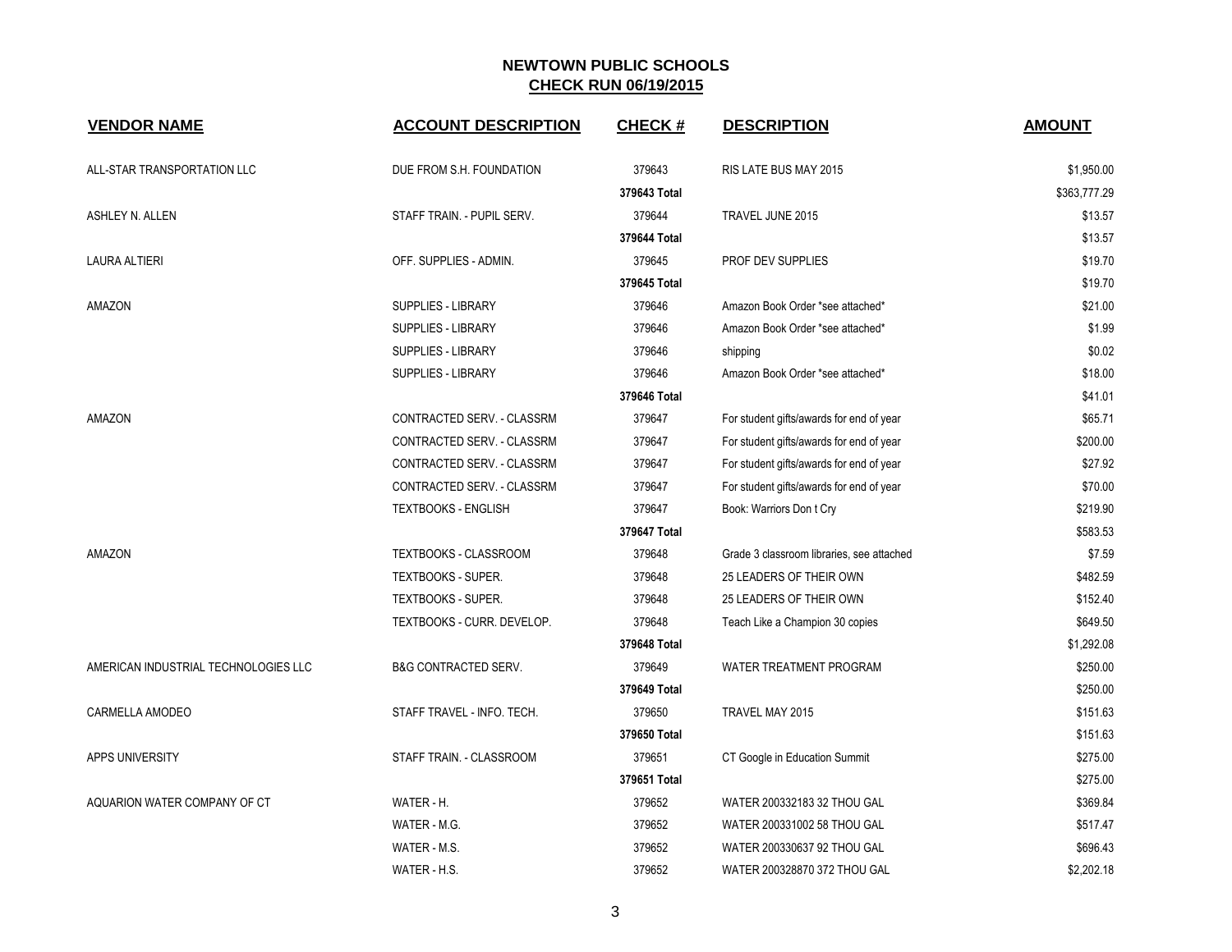# NEWTOWN PUBLIC SCHOOLS
## CHECK RUN 06/19/2015

| VENDOR NAME | ACCOUNT DESCRIPTION | CHECK # | DESCRIPTION | AMOUNT |
|---|---|---|---|---|
| ALL-STAR TRANSPORTATION LLC | DUE FROM S.H. FOUNDATION | 379643 | RIS LATE BUS MAY 2015 | $1,950.00 |
| | | 379643 Total | | $363,777.29 |
| ASHLEY N. ALLEN | STAFF TRAIN. - PUPIL SERV. | 379644 | TRAVEL JUNE 2015 | $13.57 |
| | | 379644 Total | | $13.57 |
| LAURA ALTIERI | OFF. SUPPLIES - ADMIN. | 379645 | PROF DEV SUPPLIES | $19.70 |
| | | 379645 Total | | $19.70 |
| AMAZON | SUPPLIES - LIBRARY | 379646 | Amazon Book Order *see attached* | $21.00 |
| | SUPPLIES - LIBRARY | 379646 | Amazon Book Order *see attached* | $1.99 |
| | SUPPLIES - LIBRARY | 379646 | shipping | $0.02 |
| | SUPPLIES - LIBRARY | 379646 | Amazon Book Order *see attached* | $18.00 |
| | | 379646 Total | | $41.01 |
| AMAZON | CONTRACTED SERV. - CLASSRM | 379647 | For student gifts/awards for end of year | $65.71 |
| | CONTRACTED SERV. - CLASSRM | 379647 | For student gifts/awards for end of year | $200.00 |
| | CONTRACTED SERV. - CLASSRM | 379647 | For student gifts/awards for end of year | $27.92 |
| | CONTRACTED SERV. - CLASSRM | 379647 | For student gifts/awards for end of year | $70.00 |
| | TEXTBOOKS - ENGLISH | 379647 | Book: Warriors Don t Cry | $219.90 |
| | | 379647 Total | | $583.53 |
| AMAZON | TEXTBOOKS - CLASSROOM | 379648 | Grade 3 classroom libraries, see attached | $7.59 |
| | TEXTBOOKS - SUPER. | 379648 | 25 LEADERS OF THEIR OWN | $482.59 |
| | TEXTBOOKS - SUPER. | 379648 | 25 LEADERS OF THEIR OWN | $152.40 |
| | TEXTBOOKS - CURR. DEVELOP. | 379648 | Teach Like a Champion 30 copies | $649.50 |
| | | 379648 Total | | $1,292.08 |
| AMERICAN INDUSTRIAL TECHNOLOGIES LLC | B&G CONTRACTED SERV. | 379649 | WATER TREATMENT PROGRAM | $250.00 |
| | | 379649 Total | | $250.00 |
| CARMELLA AMODEO | STAFF TRAVEL - INFO. TECH. | 379650 | TRAVEL MAY 2015 | $151.63 |
| | | 379650 Total | | $151.63 |
| APPS UNIVERSITY | STAFF TRAIN. - CLASSROOM | 379651 | CT Google in Education Summit | $275.00 |
| | | 379651 Total | | $275.00 |
| AQUARION WATER COMPANY OF CT | WATER - H. | 379652 | WATER 200332183 32 THOU GAL | $369.84 |
| | WATER - M.G. | 379652 | WATER 200331002 58 THOU GAL | $517.47 |
| | WATER - M.S. | 379652 | WATER 200330637 92 THOU GAL | $696.43 |
| | WATER - H.S. | 379652 | WATER 200328870 372 THOU GAL | $2,202.18 |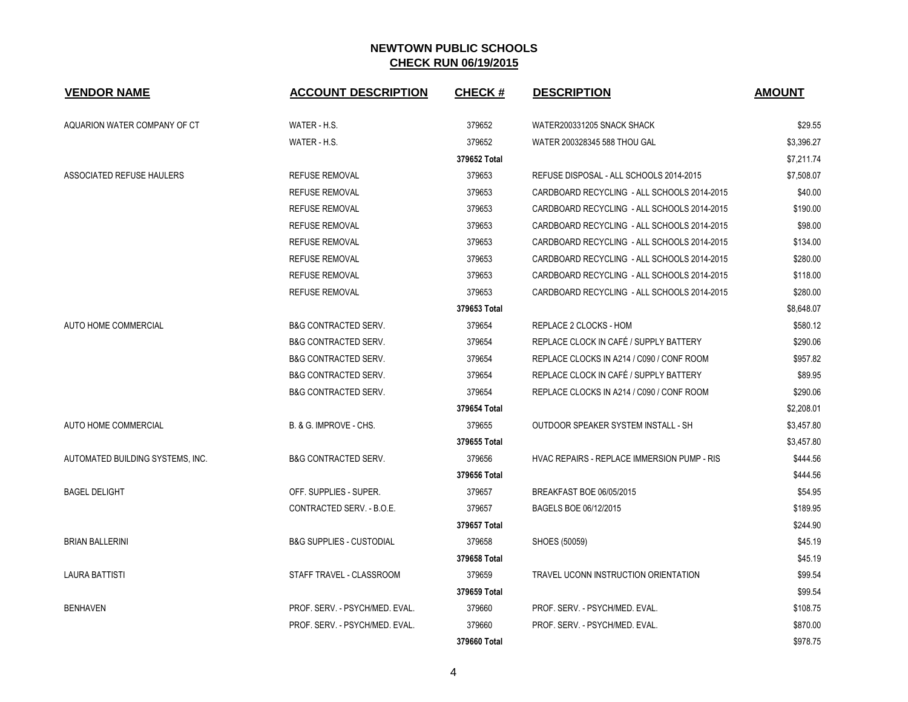## NEWTOWN PUBLIC SCHOOLS

## CHECK RUN 06/19/2015

| VENDOR NAME | ACCOUNT DESCRIPTION | CHECK # | DESCRIPTION | AMOUNT |
|---|---|---|---|---|
| AQUARION WATER COMPANY OF CT | WATER - H.S. | 379652 | WATER200331205 SNACK SHACK | $29.55 |
| | WATER - H.S. | 379652 | WATER 200328345 588 THOU GAL | $3,396.27 |
| | | **379652 Total** | | $7,211.74 |
| ASSOCIATED REFUSE HAULERS | REFUSE REMOVAL | 379653 | REFUSE DISPOSAL - ALL SCHOOLS 2014-2015 | $7,508.07 |
| | REFUSE REMOVAL | 379653 | CARDBOARD RECYCLING - ALL SCHOOLS 2014-2015 | $40.00 |
| | REFUSE REMOVAL | 379653 | CARDBOARD RECYCLING - ALL SCHOOLS 2014-2015 | $190.00 |
| | REFUSE REMOVAL | 379653 | CARDBOARD RECYCLING - ALL SCHOOLS 2014-2015 | $98.00 |
| | REFUSE REMOVAL | 379653 | CARDBOARD RECYCLING - ALL SCHOOLS 2014-2015 | $134.00 |
| | REFUSE REMOVAL | 379653 | CARDBOARD RECYCLING - ALL SCHOOLS 2014-2015 | $280.00 |
| | REFUSE REMOVAL | 379653 | CARDBOARD RECYCLING - ALL SCHOOLS 2014-2015 | $118.00 |
| | REFUSE REMOVAL | 379653 | CARDBOARD RECYCLING - ALL SCHOOLS 2014-2015 | $280.00 |
| | | **379653 Total** | | $8,648.07 |
| AUTO HOME COMMERCIAL | B&G CONTRACTED SERV. | 379654 | REPLACE 2 CLOCKS - HOM | $580.12 |
| | B&G CONTRACTED SERV. | 379654 | REPLACE CLOCK IN CAFÉ / SUPPLY BATTERY | $290.06 |
| | B&G CONTRACTED SERV. | 379654 | REPLACE CLOCKS IN A214 / C090 / CONF ROOM | $957.82 |
| | B&G CONTRACTED SERV. | 379654 | REPLACE CLOCK IN CAFÉ / SUPPLY BATTERY | $89.95 |
| | B&G CONTRACTED SERV. | 379654 | REPLACE CLOCKS IN A214 / C090 / CONF ROOM | $290.06 |
| | | **379654 Total** | | $2,208.01 |
| AUTO HOME COMMERCIAL | B. & G. IMPROVE - CHS. | 379655 | OUTDOOR SPEAKER SYSTEM INSTALL - SH | $3,457.80 |
| | | **379655 Total** | | $3,457.80 |
| AUTOMATED BUILDING SYSTEMS, INC. | B&G CONTRACTED SERV. | 379656 | HVAC REPAIRS - REPLACE IMMERSION PUMP - RIS | $444.56 |
| | | **379656 Total** | | $444.56 |
| BAGEL DELIGHT | OFF. SUPPLIES - SUPER. | 379657 | BREAKFAST BOE 06/05/2015 | $54.95 |
| | CONTRACTED SERV. - B.O.E. | 379657 | BAGELS BOE 06/12/2015 | $189.95 |
| | | **379657 Total** | | $244.90 |
| BRIAN BALLERINI | B&G SUPPLIES - CUSTODIAL | 379658 | SHOES (50059) | $45.19 |
| | | **379658 Total** | | $45.19 |
| LAURA BATTISTI | STAFF TRAVEL - CLASSROOM | 379659 | TRAVEL UCONN INSTRUCTION ORIENTATION | $99.54 |
| | | **379659 Total** | | $99.54 |
| BENHAVEN | PROF. SERV. - PSYCH/MED. EVAL. | 379660 | PROF. SERV. - PSYCH/MED. EVAL. | $108.75 |
| | PROF. SERV. - PSYCH/MED. EVAL. | 379660 | PROF. SERV. - PSYCH/MED. EVAL. | $870.00 |
| | | **379660 Total** | | $978.75 |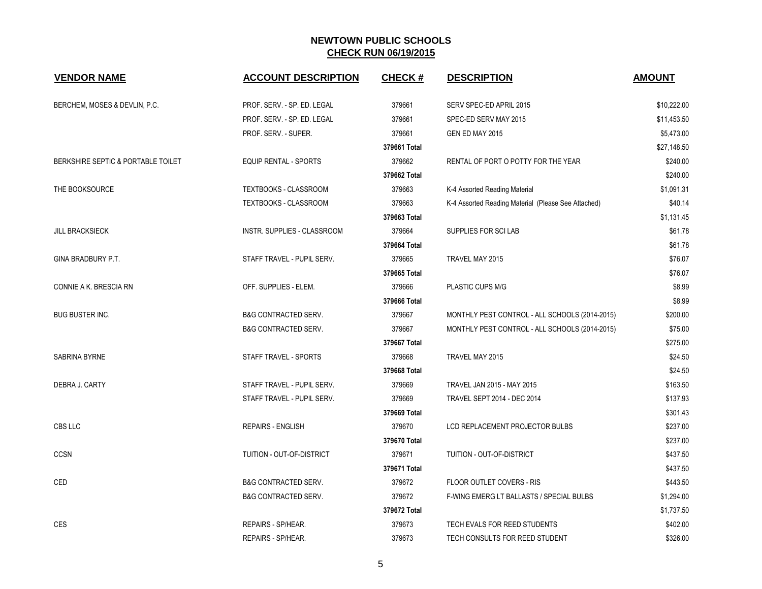# NEWTOWN PUBLIC SCHOOLS
## CHECK RUN 06/19/2015

| VENDOR NAME | ACCOUNT DESCRIPTION | CHECK # | DESCRIPTION | AMOUNT |
|---|---|---|---|---|
| BERCHEM, MOSES & DEVLIN, P.C. | PROF. SERV. - SP. ED. LEGAL | 379661 | SERV SPEC-ED APRIL 2015 | $10,222.00 |
| | PROF. SERV. - SP. ED. LEGAL | 379661 | SPEC-ED SERV MAY 2015 | $11,453.50 |
| | PROF. SERV. - SUPER. | 379661 | GEN ED MAY 2015 | $5,473.00 |
| | | **379661 Total** | | $27,148.50 |
| BERKSHIRE SEPTIC & PORTABLE TOILET | EQUIP RENTAL - SPORTS | 379662 | RENTAL OF PORT O POTTY FOR THE YEAR | $240.00 |
| | | **379662 Total** | | $240.00 |
| THE BOOKSOURCE | TEXTBOOKS - CLASSROOM | 379663 | K-4 Assorted Reading Material | $1,091.31 |
| | TEXTBOOKS - CLASSROOM | 379663 | K-4 Assorted Reading Material (Please See Attached) | $40.14 |
| | | **379663 Total** | | $1,131.45 |
| JILL BRACKSIECK | INSTR. SUPPLIES - CLASSROOM | 379664 | SUPPLIES FOR SCI LAB | $61.78 |
| | | **379664 Total** | | $61.78 |
| GINA BRADBURY P.T. | STAFF TRAVEL - PUPIL SERV. | 379665 | TRAVEL MAY 2015 | $76.07 |
| | | **379665 Total** | | $76.07 |
| CONNIE A K. BRESCIA RN | OFF. SUPPLIES - ELEM. | 379666 | PLASTIC CUPS M/G | $8.99 |
| | | **379666 Total** | | $8.99 |
| BUG BUSTER INC. | B&G CONTRACTED SERV. | 379667 | MONTHLY PEST CONTROL - ALL SCHOOLS (2014-2015) | $200.00 |
| | B&G CONTRACTED SERV. | 379667 | MONTHLY PEST CONTROL - ALL SCHOOLS (2014-2015) | $75.00 |
| | | **379667 Total** | | $275.00 |
| SABRINA BYRNE | STAFF TRAVEL - SPORTS | 379668 | TRAVEL MAY 2015 | $24.50 |
| | | **379668 Total** | | $24.50 |
| DEBRA J. CARTY | STAFF TRAVEL - PUPIL SERV. | 379669 | TRAVEL JAN 2015 - MAY 2015 | $163.50 |
| | STAFF TRAVEL - PUPIL SERV. | 379669 | TRAVEL SEPT 2014 - DEC 2014 | $137.93 |
| | | **379669 Total** | | $301.43 |
| CBS LLC | REPAIRS - ENGLISH | 379670 | LCD REPLACEMENT PROJECTOR BULBS | $237.00 |
| | | **379670 Total** | | $237.00 |
| CCSN | TUITION - OUT-OF-DISTRICT | 379671 | TUITION - OUT-OF-DISTRICT | $437.50 |
| | | **379671 Total** | | $437.50 |
| CED | B&G CONTRACTED SERV. | 379672 | FLOOR OUTLET COVERS - RIS | $443.50 |
| | B&G CONTRACTED SERV. | 379672 | F-WING EMERG LT BALLASTS / SPECIAL BULBS | $1,294.00 |
| | | **379672 Total** | | $1,737.50 |
| CES | REPAIRS - SP/HEAR. | 379673 | TECH EVALS FOR REED STUDENTS | $402.00 |
| | REPAIRS - SP/HEAR. | 379673 | TECH CONSULTS FOR REED STUDENT | $326.00 |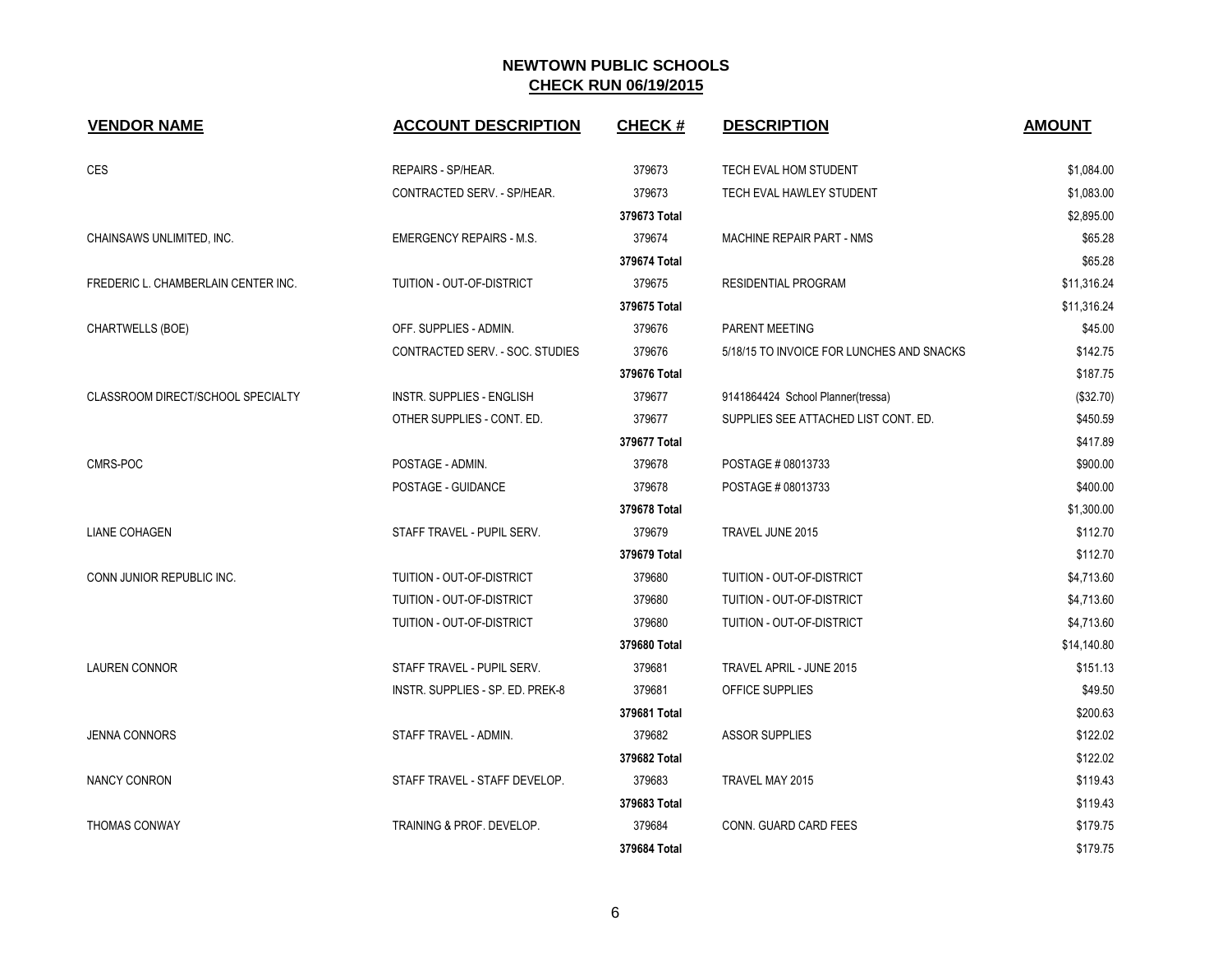# NEWTOWN PUBLIC SCHOOLS

## CHECK RUN 06/19/2015

| VENDOR NAME | ACCOUNT DESCRIPTION | CHECK # | DESCRIPTION | AMOUNT |
|---|---|---|---|---|
| CES | REPAIRS - SP/HEAR. | 379673 | TECH EVAL HOM STUDENT | $1,084.00 |
| | CONTRACTED SERV. - SP/HEAR. | 379673 | TECH EVAL HAWLEY STUDENT | $1,083.00 |
| | | **379673 Total** | | $2,895.00 |
| CHAINSAWS UNLIMITED, INC. | EMERGENCY REPAIRS - M.S. | 379674 | MACHINE REPAIR PART - NMS | $65.28 |
| | | **379674 Total** | | $65.28 |
| FREDERIC L. CHAMBERLAIN CENTER INC. | TUITION - OUT-OF-DISTRICT | 379675 | RESIDENTIAL PROGRAM | $11,316.24 |
| | | **379675 Total** | | $11,316.24 |
| CHARTWELLS (BOE) | OFF. SUPPLIES - ADMIN. | 379676 | PARENT MEETING | $45.00 |
| | CONTRACTED SERV. - SOC. STUDIES | 379676 | 5/18/15 TO INVOICE FOR LUNCHES AND SNACKS | $142.75 |
| | | **379676 Total** | | $187.75 |
| CLASSROOM DIRECT/SCHOOL SPECIALTY | INSTR. SUPPLIES - ENGLISH | 379677 | 9141864424 School Planner(tressa) | ($32.70) |
| | OTHER SUPPLIES - CONT. ED. | 379677 | SUPPLIES SEE ATTACHED LIST CONT. ED. | $450.59 |
| | | **379677 Total** | | $417.89 |
| CMRS-POC | POSTAGE - ADMIN. | 379678 | POSTAGE # 08013733 | $900.00 |
| | POSTAGE - GUIDANCE | 379678 | POSTAGE # 08013733 | $400.00 |
| | | **379678 Total** | | $1,300.00 |
| LIANE COHAGEN | STAFF TRAVEL - PUPIL SERV. | 379679 | TRAVEL JUNE 2015 | $112.70 |
| | | **379679 Total** | | $112.70 |
| CONN JUNIOR REPUBLIC INC. | TUITION - OUT-OF-DISTRICT | 379680 | TUITION - OUT-OF-DISTRICT | $4,713.60 |
| | TUITION - OUT-OF-DISTRICT | 379680 | TUITION - OUT-OF-DISTRICT | $4,713.60 |
| | TUITION - OUT-OF-DISTRICT | 379680 | TUITION - OUT-OF-DISTRICT | $4,713.60 |
| | | **379680 Total** | | $14,140.80 |
| LAUREN CONNOR | STAFF TRAVEL - PUPIL SERV. | 379681 | TRAVEL APRIL - JUNE 2015 | $151.13 |
| | INSTR. SUPPLIES - SP. ED. PREK-8 | 379681 | OFFICE SUPPLIES | $49.50 |
| | | **379681 Total** | | $200.63 |
| JENNA CONNORS | STAFF TRAVEL - ADMIN. | 379682 | ASSOR SUPPLIES | $122.02 |
| | | **379682 Total** | | $122.02 |
| NANCY CONRON | STAFF TRAVEL - STAFF DEVELOP. | 379683 | TRAVEL MAY 2015 | $119.43 |
| | | **379683 Total** | | $119.43 |
| THOMAS CONWAY | TRAINING & PROF. DEVELOP. | 379684 | CONN. GUARD CARD FEES | $179.75 |
| | | **379684 Total** | | $179.75 |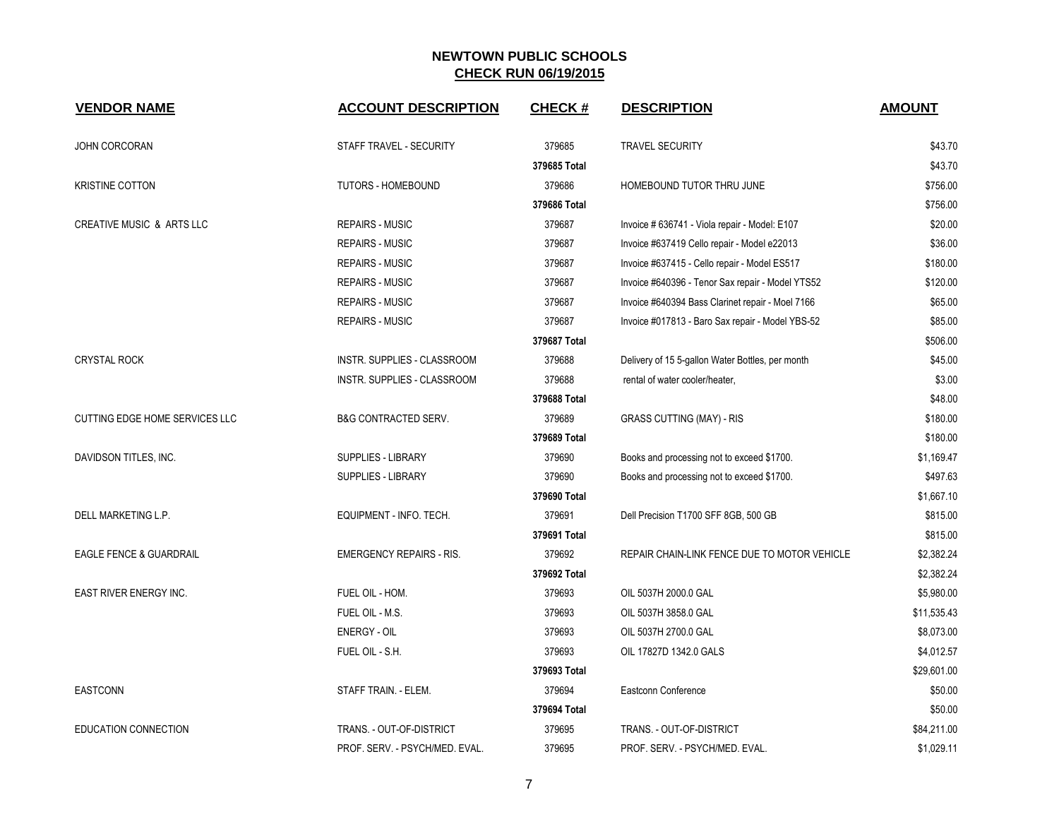# NEWTOWN PUBLIC SCHOOLS

## CHECK RUN 06/19/2015

| VENDOR NAME | ACCOUNT DESCRIPTION | CHECK # | DESCRIPTION | AMOUNT |
|---|---|---|---|---|
| JOHN CORCORAN | STAFF TRAVEL - SECURITY | 379685 | TRAVEL SECURITY | $43.70 |
| | | 379685 Total | | $43.70 |
| KRISTINE COTTON | TUTORS - HOMEBOUND | 379686 | HOMEBOUND TUTOR THRU JUNE | $756.00 |
| | | 379686 Total | | $756.00 |
| CREATIVE MUSIC & ARTS LLC | REPAIRS - MUSIC | 379687 | Invoice # 636741 - Viola repair - Model: E107 | $20.00 |
| | REPAIRS - MUSIC | 379687 | Invoice #637419 Cello repair - Model e22013 | $36.00 |
| | REPAIRS - MUSIC | 379687 | Invoice #637415 - Cello repair - Model ES517 | $180.00 |
| | REPAIRS - MUSIC | 379687 | Invoice #640396 - Tenor Sax repair - Model YTS52 | $120.00 |
| | REPAIRS - MUSIC | 379687 | Invoice #640394 Bass Clarinet repair - Moel 7166 | $65.00 |
| | REPAIRS - MUSIC | 379687 | Invoice #017813 - Baro Sax repair - Model YBS-52 | $85.00 |
| | | 379687 Total | | $506.00 |
| CRYSTAL ROCK | INSTR. SUPPLIES - CLASSROOM | 379688 | Delivery of 15 5-gallon Water Bottles, per month | $45.00 |
| | INSTR. SUPPLIES - CLASSROOM | 379688 | rental of water cooler/heater, | $3.00 |
| | | 379688 Total | | $48.00 |
| CUTTING EDGE HOME SERVICES LLC | B&G CONTRACTED SERV. | 379689 | GRASS CUTTING (MAY) - RIS | $180.00 |
| | | 379689 Total | | $180.00 |
| DAVIDSON TITLES, INC. | SUPPLIES - LIBRARY | 379690 | Books and processing not to exceed $1700. | $1,169.47 |
| | SUPPLIES - LIBRARY | 379690 | Books and processing not to exceed $1700. | $497.63 |
| | | 379690 Total | | $1,667.10 |
| DELL MARKETING L.P. | EQUIPMENT - INFO. TECH. | 379691 | Dell Precision T1700 SFF 8GB, 500 GB | $815.00 |
| | | 379691 Total | | $815.00 |
| EAGLE FENCE & GUARDRAIL | EMERGENCY REPAIRS - RIS. | 379692 | REPAIR CHAIN-LINK FENCE DUE TO MOTOR VEHICLE | $2,382.24 |
| | | 379692 Total | | $2,382.24 |
| EAST RIVER ENERGY INC. | FUEL OIL - HOM. | 379693 | OIL 5037H 2000.0 GAL | $5,980.00 |
| | FUEL OIL - M.S. | 379693 | OIL 5037H 3858.0 GAL | $11,535.43 |
| | ENERGY - OIL | 379693 | OIL 5037H 2700.0 GAL | $8,073.00 |
| | FUEL OIL - S.H. | 379693 | OIL 17827D 1342.0 GALS | $4,012.57 |
| | | 379693 Total | | $29,601.00 |
| EASTCONN | STAFF TRAIN. - ELEM. | 379694 | Eastconn Conference | $50.00 |
| | | 379694 Total | | $50.00 |
| EDUCATION CONNECTION | TRANS. - OUT-OF-DISTRICT | 379695 | TRANS. - OUT-OF-DISTRICT | $84,211.00 |
| | PROF. SERV. - PSYCH/MED. EVAL. | 379695 | PROF. SERV. - PSYCH/MED. EVAL. | $1,029.11 |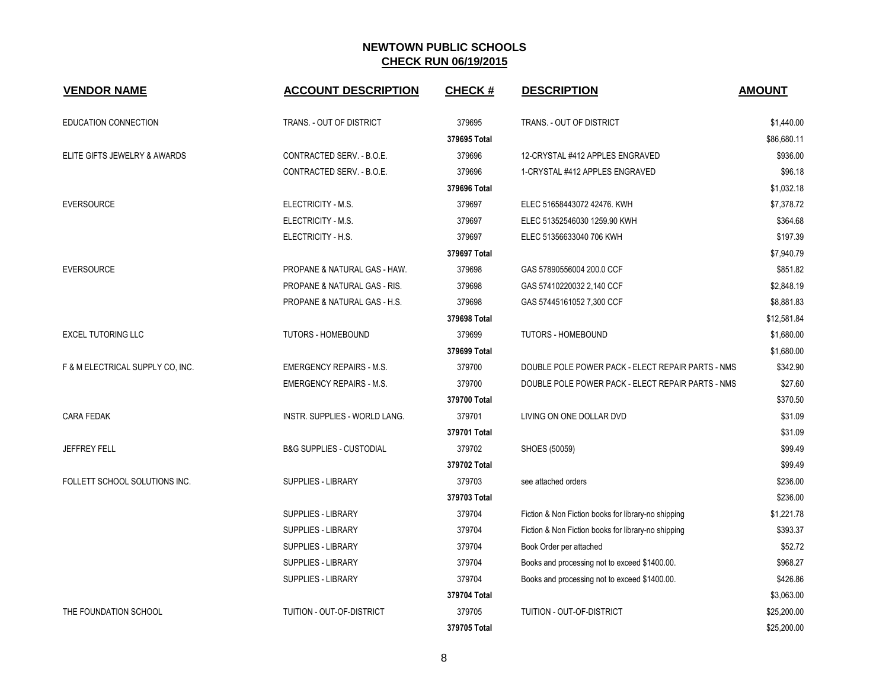# NEWTOWN PUBLIC SCHOOLS

## CHECK RUN 06/19/2015

| VENDOR NAME | ACCOUNT DESCRIPTION | CHECK # | DESCRIPTION | AMOUNT |
|---|---|---|---|---|
| EDUCATION CONNECTION | TRANS. - OUT OF DISTRICT | 379695 | TRANS. - OUT OF DISTRICT | $1,440.00 |
| | | 379695 Total | | $86,680.11 |
| ELITE GIFTS JEWELRY & AWARDS | CONTRACTED SERV. - B.O.E. | 379696 | 12-CRYSTAL #412 APPLES ENGRAVED | $936.00 |
| | CONTRACTED SERV. - B.O.E. | 379696 | 1-CRYSTAL #412 APPLES ENGRAVED | $96.18 |
| | | 379696 Total | | $1,032.18 |
| EVERSOURCE | ELECTRICITY - M.S. | 379697 | ELEC 51658443072 42476. KWH | $7,378.72 |
| | ELECTRICITY - M.S. | 379697 | ELEC 51352546030 1259.90 KWH | $364.68 |
| | ELECTRICITY - H.S. | 379697 | ELEC 51356633040 706 KWH | $197.39 |
| | | 379697 Total | | $7,940.79 |
| EVERSOURCE | PROPANE & NATURAL GAS - HAW. | 379698 | GAS 57890556004 200.0 CCF | $851.82 |
| | PROPANE & NATURAL GAS - RIS. | 379698 | GAS 57410220032 2,140 CCF | $2,848.19 |
| | PROPANE & NATURAL GAS - H.S. | 379698 | GAS 57445161052 7,300 CCF | $8,881.83 |
| | | 379698 Total | | $12,581.84 |
| EXCEL TUTORING LLC | TUTORS - HOMEBOUND | 379699 | TUTORS - HOMEBOUND | $1,680.00 |
| | | 379699 Total | | $1,680.00 |
| F & M ELECTRICAL SUPPLY CO, INC. | EMERGENCY REPAIRS - M.S. | 379700 | DOUBLE POLE POWER PACK - ELECT REPAIR PARTS - NMS | $342.90 |
| | EMERGENCY REPAIRS - M.S. | 379700 | DOUBLE POLE POWER PACK - ELECT REPAIR PARTS - NMS | $27.60 |
| | | 379700 Total | | $370.50 |
| CARA FEDAK | INSTR. SUPPLIES - WORLD LANG. | 379701 | LIVING ON ONE DOLLAR DVD | $31.09 |
| | | 379701 Total | | $31.09 |
| JEFFREY FELL | B&G SUPPLIES - CUSTODIAL | 379702 | SHOES (50059) | $99.49 |
| | | 379702 Total | | $99.49 |
| FOLLETT SCHOOL SOLUTIONS INC. | SUPPLIES - LIBRARY | 379703 | see attached orders | $236.00 |
| | | 379703 Total | | $236.00 |
| | SUPPLIES - LIBRARY | 379704 | Fiction & Non Fiction books for library-no shipping | $1,221.78 |
| | SUPPLIES - LIBRARY | 379704 | Fiction & Non Fiction books for library-no shipping | $393.37 |
| | SUPPLIES - LIBRARY | 379704 | Book Order per attached | $52.72 |
| | SUPPLIES - LIBRARY | 379704 | Books and processing not to exceed $1400.00. | $968.27 |
| | SUPPLIES - LIBRARY | 379704 | Books and processing not to exceed $1400.00. | $426.86 |
| | | 379704 Total | | $3,063.00 |
| THE FOUNDATION SCHOOL | TUITION - OUT-OF-DISTRICT | 379705 | TUITION - OUT-OF-DISTRICT | $25,200.00 |
| | | 379705 Total | | $25,200.00 |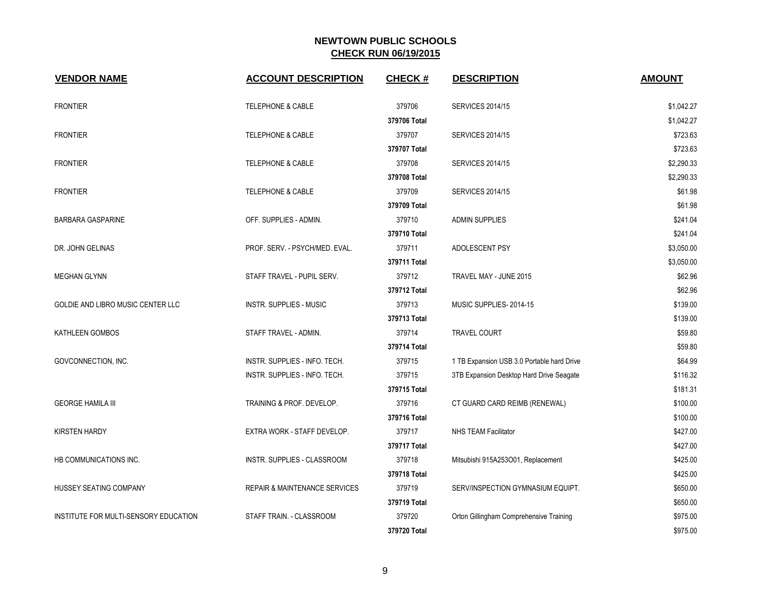# NEWTOWN PUBLIC SCHOOLS
## CHECK RUN 06/19/2015

| VENDOR NAME | ACCOUNT DESCRIPTION | CHECK # | DESCRIPTION | AMOUNT |
|---|---|---|---|---|
| FRONTIER | TELEPHONE & CABLE | 379706 | SERVICES 2014/15 | $1,042.27 |
| | | **379706 Total** | | $1,042.27 |
| FRONTIER | TELEPHONE & CABLE | 379707 | SERVICES 2014/15 | $723.63 |
| | | **379707 Total** | | $723.63 |
| FRONTIER | TELEPHONE & CABLE | 379708 | SERVICES 2014/15 | $2,290.33 |
| | | **379708 Total** | | $2,290.33 |
| FRONTIER | TELEPHONE & CABLE | 379709 | SERVICES 2014/15 | $61.98 |
| | | **379709 Total** | | $61.98 |
| BARBARA GASPARINE | OFF. SUPPLIES - ADMIN. | 379710 | ADMIN SUPPLIES | $241.04 |
| | | **379710 Total** | | $241.04 |
| DR. JOHN GELINAS | PROF. SERV. - PSYCH/MED. EVAL. | 379711 | ADOLESCENT PSY | $3,050.00 |
| | | **379711 Total** | | $3,050.00 |
| MEGHAN GLYNN | STAFF TRAVEL - PUPIL SERV. | 379712 | TRAVEL MAY - JUNE 2015 | $62.96 |
| | | **379712 Total** | | $62.96 |
| GOLDIE AND LIBRO MUSIC CENTER LLC | INSTR. SUPPLIES - MUSIC | 379713 | MUSIC SUPPLIES- 2014-15 | $139.00 |
| | | **379713 Total** | | $139.00 |
| KATHLEEN GOMBOS | STAFF TRAVEL - ADMIN. | 379714 | TRAVEL COURT | $59.80 |
| | | **379714 Total** | | $59.80 |
| GOVCONNECTION, INC. | INSTR. SUPPLIES - INFO. TECH. | 379715 | 1 TB Expansion USB 3.0 Portable hard Drive | $64.99 |
| | INSTR. SUPPLIES - INFO. TECH. | 379715 | 3TB Expansion Desktop Hard Drive Seagate | $116.32 |
| | | **379715 Total** | | $181.31 |
| GEORGE HAMILA III | TRAINING & PROF. DEVELOP. | 379716 | CT GUARD CARD REIMB (RENEWAL) | $100.00 |
| | | **379716 Total** | | $100.00 |
| KIRSTEN HARDY | EXTRA WORK - STAFF DEVELOP. | 379717 | NHS TEAM Facilitator | $427.00 |
| | | **379717 Total** | | $427.00 |
| HB COMMUNICATIONS INC. | INSTR. SUPPLIES - CLASSROOM | 379718 | Mitsubishi 915A253O01, Replacement | $425.00 |
| | | **379718 Total** | | $425.00 |
| HUSSEY SEATING COMPANY | REPAIR & MAINTENANCE SERVICES | 379719 | SERV/INSPECTION GYMNASIUM EQUIPT. | $650.00 |
| | | **379719 Total** | | $650.00 |
| INSTITUTE FOR MULTI-SENSORY EDUCATION | STAFF TRAIN. - CLASSROOM | 379720 | Orton Gillingham Comprehensive Training | $975.00 |
| | | **379720 Total** | | $975.00 |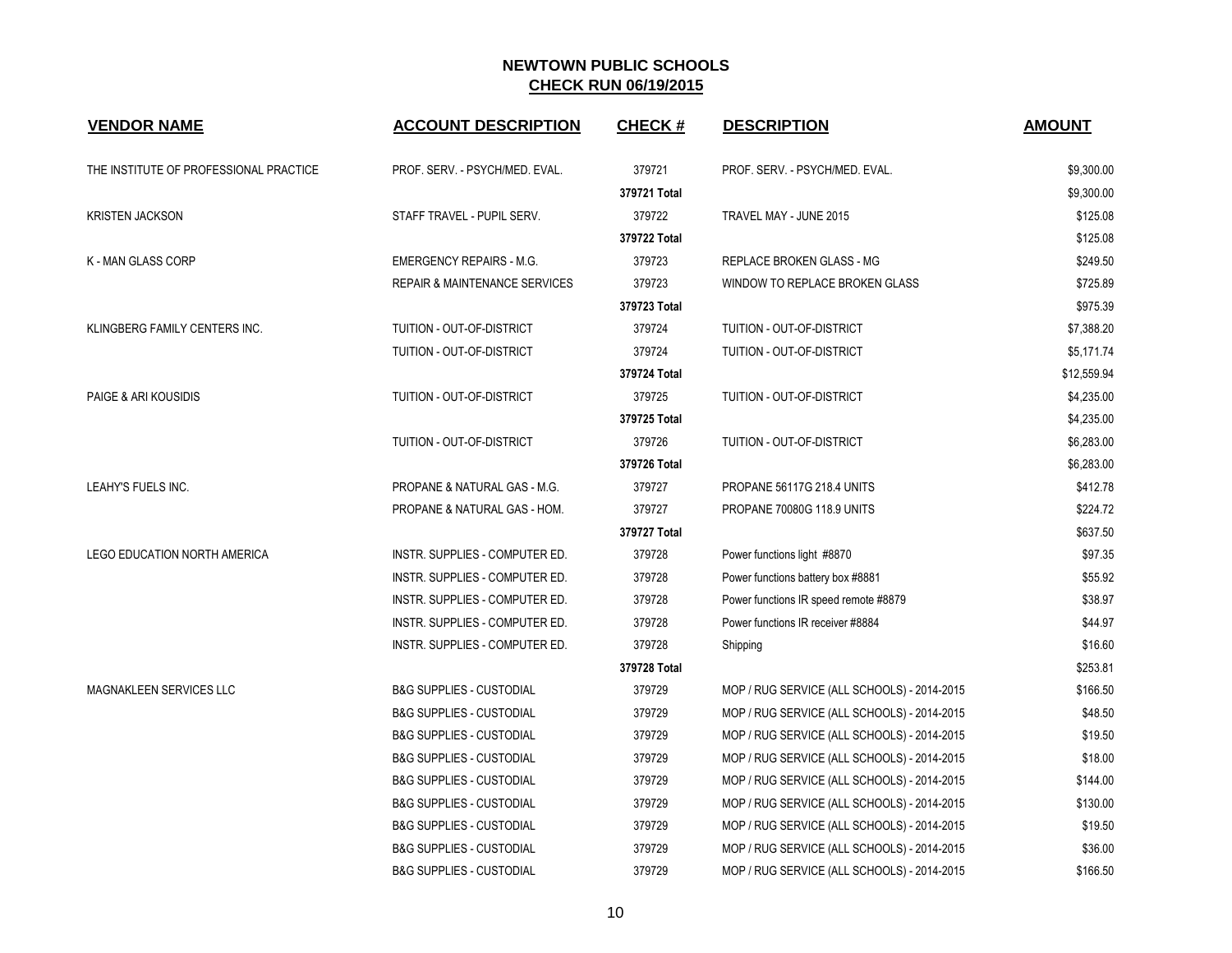# NEWTOWN PUBLIC SCHOOLS

## CHECK RUN 06/19/2015

| VENDOR NAME | ACCOUNT DESCRIPTION | CHECK # | DESCRIPTION | AMOUNT |
|---|---|---|---|---|
| THE INSTITUTE OF PROFESSIONAL PRACTICE | PROF. SERV. - PSYCH/MED. EVAL. | 379721 | PROF. SERV. - PSYCH/MED. EVAL. | $9,300.00 |
| | | 379721 Total | | $9,300.00 |
| KRISTEN JACKSON | STAFF TRAVEL - PUPIL SERV. | 379722 | TRAVEL MAY - JUNE 2015 | $125.08 |
| | | 379722 Total | | $125.08 |
| K - MAN GLASS CORP | EMERGENCY REPAIRS - M.G. | 379723 | REPLACE BROKEN GLASS - MG | $249.50 |
| | REPAIR & MAINTENANCE SERVICES | 379723 | WINDOW TO REPLACE BROKEN GLASS | $725.89 |
| | | 379723 Total | | $975.39 |
| KLINGBERG FAMILY CENTERS INC. | TUITION - OUT-OF-DISTRICT | 379724 | TUITION - OUT-OF-DISTRICT | $7,388.20 |
| | TUITION - OUT-OF-DISTRICT | 379724 | TUITION - OUT-OF-DISTRICT | $5,171.74 |
| | | 379724 Total | | $12,559.94 |
| PAIGE & ARI KOUSIDIS | TUITION - OUT-OF-DISTRICT | 379725 | TUITION - OUT-OF-DISTRICT | $4,235.00 |
| | | 379725 Total | | $4,235.00 |
| | TUITION - OUT-OF-DISTRICT | 379726 | TUITION - OUT-OF-DISTRICT | $6,283.00 |
| | | 379726 Total | | $6,283.00 |
| LEAHY'S FUELS INC. | PROPANE & NATURAL GAS - M.G. | 379727 | PROPANE 56117G 218.4 UNITS | $412.78 |
| | PROPANE & NATURAL GAS - HOM. | 379727 | PROPANE 70080G 118.9 UNITS | $224.72 |
| | | 379727 Total | | $637.50 |
| LEGO EDUCATION NORTH AMERICA | INSTR. SUPPLIES - COMPUTER ED. | 379728 | Power functions light #8870 | $97.35 |
| | INSTR. SUPPLIES - COMPUTER ED. | 379728 | Power functions battery box #8881 | $55.92 |
| | INSTR. SUPPLIES - COMPUTER ED. | 379728 | Power functions IR speed remote #8879 | $38.97 |
| | INSTR. SUPPLIES - COMPUTER ED. | 379728 | Power functions IR receiver #8884 | $44.97 |
| | INSTR. SUPPLIES - COMPUTER ED. | 379728 | Shipping | $16.60 |
| | | 379728 Total | | $253.81 |
| MAGNAKLEEN SERVICES LLC | B&G SUPPLIES - CUSTODIAL | 379729 | MOP / RUG SERVICE (ALL SCHOOLS) - 2014-2015 | $166.50 |
| | B&G SUPPLIES - CUSTODIAL | 379729 | MOP / RUG SERVICE (ALL SCHOOLS) - 2014-2015 | $48.50 |
| | B&G SUPPLIES - CUSTODIAL | 379729 | MOP / RUG SERVICE (ALL SCHOOLS) - 2014-2015 | $19.50 |
| | B&G SUPPLIES - CUSTODIAL | 379729 | MOP / RUG SERVICE (ALL SCHOOLS) - 2014-2015 | $18.00 |
| | B&G SUPPLIES - CUSTODIAL | 379729 | MOP / RUG SERVICE (ALL SCHOOLS) - 2014-2015 | $144.00 |
| | B&G SUPPLIES - CUSTODIAL | 379729 | MOP / RUG SERVICE (ALL SCHOOLS) - 2014-2015 | $130.00 |
| | B&G SUPPLIES - CUSTODIAL | 379729 | MOP / RUG SERVICE (ALL SCHOOLS) - 2014-2015 | $19.50 |
| | B&G SUPPLIES - CUSTODIAL | 379729 | MOP / RUG SERVICE (ALL SCHOOLS) - 2014-2015 | $36.00 |
| | B&G SUPPLIES - CUSTODIAL | 379729 | MOP / RUG SERVICE (ALL SCHOOLS) - 2014-2015 | $166.50 |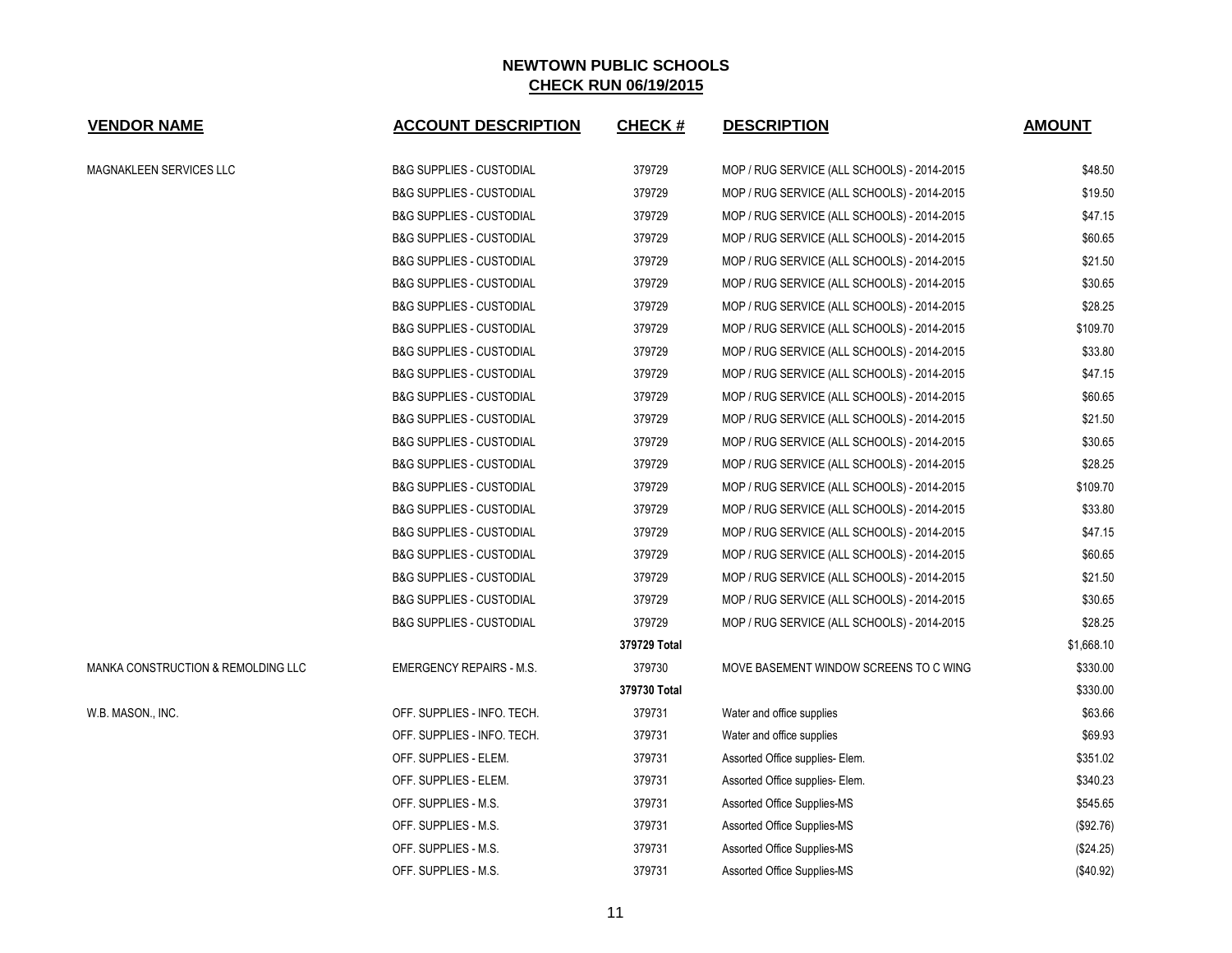**NEWTOWN PUBLIC SCHOOLS**
**CHECK RUN 06/19/2015**

| VENDOR NAME | ACCOUNT DESCRIPTION | CHECK # | DESCRIPTION | AMOUNT |
|---|---|---|---|---|
| MAGNAKLEEN SERVICES LLC | B&G SUPPLIES - CUSTODIAL | 379729 | MOP / RUG SERVICE (ALL SCHOOLS) - 2014-2015 | $48.50 |
| | B&G SUPPLIES - CUSTODIAL | 379729 | MOP / RUG SERVICE (ALL SCHOOLS) - 2014-2015 | $19.50 |
| | B&G SUPPLIES - CUSTODIAL | 379729 | MOP / RUG SERVICE (ALL SCHOOLS) - 2014-2015 | $47.15 |
| | B&G SUPPLIES - CUSTODIAL | 379729 | MOP / RUG SERVICE (ALL SCHOOLS) - 2014-2015 | $60.65 |
| | B&G SUPPLIES - CUSTODIAL | 379729 | MOP / RUG SERVICE (ALL SCHOOLS) - 2014-2015 | $21.50 |
| | B&G SUPPLIES - CUSTODIAL | 379729 | MOP / RUG SERVICE (ALL SCHOOLS) - 2014-2015 | $30.65 |
| | B&G SUPPLIES - CUSTODIAL | 379729 | MOP / RUG SERVICE (ALL SCHOOLS) - 2014-2015 | $28.25 |
| | B&G SUPPLIES - CUSTODIAL | 379729 | MOP / RUG SERVICE (ALL SCHOOLS) - 2014-2015 | $109.70 |
| | B&G SUPPLIES - CUSTODIAL | 379729 | MOP / RUG SERVICE (ALL SCHOOLS) - 2014-2015 | $33.80 |
| | B&G SUPPLIES - CUSTODIAL | 379729 | MOP / RUG SERVICE (ALL SCHOOLS) - 2014-2015 | $47.15 |
| | B&G SUPPLIES - CUSTODIAL | 379729 | MOP / RUG SERVICE (ALL SCHOOLS) - 2014-2015 | $60.65 |
| | B&G SUPPLIES - CUSTODIAL | 379729 | MOP / RUG SERVICE (ALL SCHOOLS) - 2014-2015 | $21.50 |
| | B&G SUPPLIES - CUSTODIAL | 379729 | MOP / RUG SERVICE (ALL SCHOOLS) - 2014-2015 | $30.65 |
| | B&G SUPPLIES - CUSTODIAL | 379729 | MOP / RUG SERVICE (ALL SCHOOLS) - 2014-2015 | $28.25 |
| | B&G SUPPLIES - CUSTODIAL | 379729 | MOP / RUG SERVICE (ALL SCHOOLS) - 2014-2015 | $109.70 |
| | B&G SUPPLIES - CUSTODIAL | 379729 | MOP / RUG SERVICE (ALL SCHOOLS) - 2014-2015 | $33.80 |
| | B&G SUPPLIES - CUSTODIAL | 379729 | MOP / RUG SERVICE (ALL SCHOOLS) - 2014-2015 | $47.15 |
| | B&G SUPPLIES - CUSTODIAL | 379729 | MOP / RUG SERVICE (ALL SCHOOLS) - 2014-2015 | $60.65 |
| | B&G SUPPLIES - CUSTODIAL | 379729 | MOP / RUG SERVICE (ALL SCHOOLS) - 2014-2015 | $21.50 |
| | B&G SUPPLIES - CUSTODIAL | 379729 | MOP / RUG SERVICE (ALL SCHOOLS) - 2014-2015 | $30.65 |
| | B&G SUPPLIES - CUSTODIAL | 379729 | MOP / RUG SERVICE (ALL SCHOOLS) - 2014-2015 | $28.25 |
| | | **379729 Total** | | $1,668.10 |
| MANKA CONSTRUCTION & REMOLDING LLC | EMERGENCY REPAIRS - M.S. | 379730 | MOVE BASEMENT WINDOW SCREENS TO C WING | $330.00 |
| | | **379730 Total** | | $330.00 |
| W.B. MASON., INC. | OFF. SUPPLIES - INFO. TECH. | 379731 | Water and office supplies | $63.66 |
| | OFF. SUPPLIES - INFO. TECH. | 379731 | Water and office supplies | $69.93 |
| | OFF. SUPPLIES - ELEM. | 379731 | Assorted Office supplies- Elem. | $351.02 |
| | OFF. SUPPLIES - ELEM. | 379731 | Assorted Office supplies- Elem. | $340.23 |
| | OFF. SUPPLIES - M.S. | 379731 | Assorted Office Supplies-MS | $545.65 |
| | OFF. SUPPLIES - M.S. | 379731 | Assorted Office Supplies-MS | ($92.76) |
| | OFF. SUPPLIES - M.S. | 379731 | Assorted Office Supplies-MS | ($24.25) |
| | OFF. SUPPLIES - M.S. | 379731 | Assorted Office Supplies-MS | ($40.92) |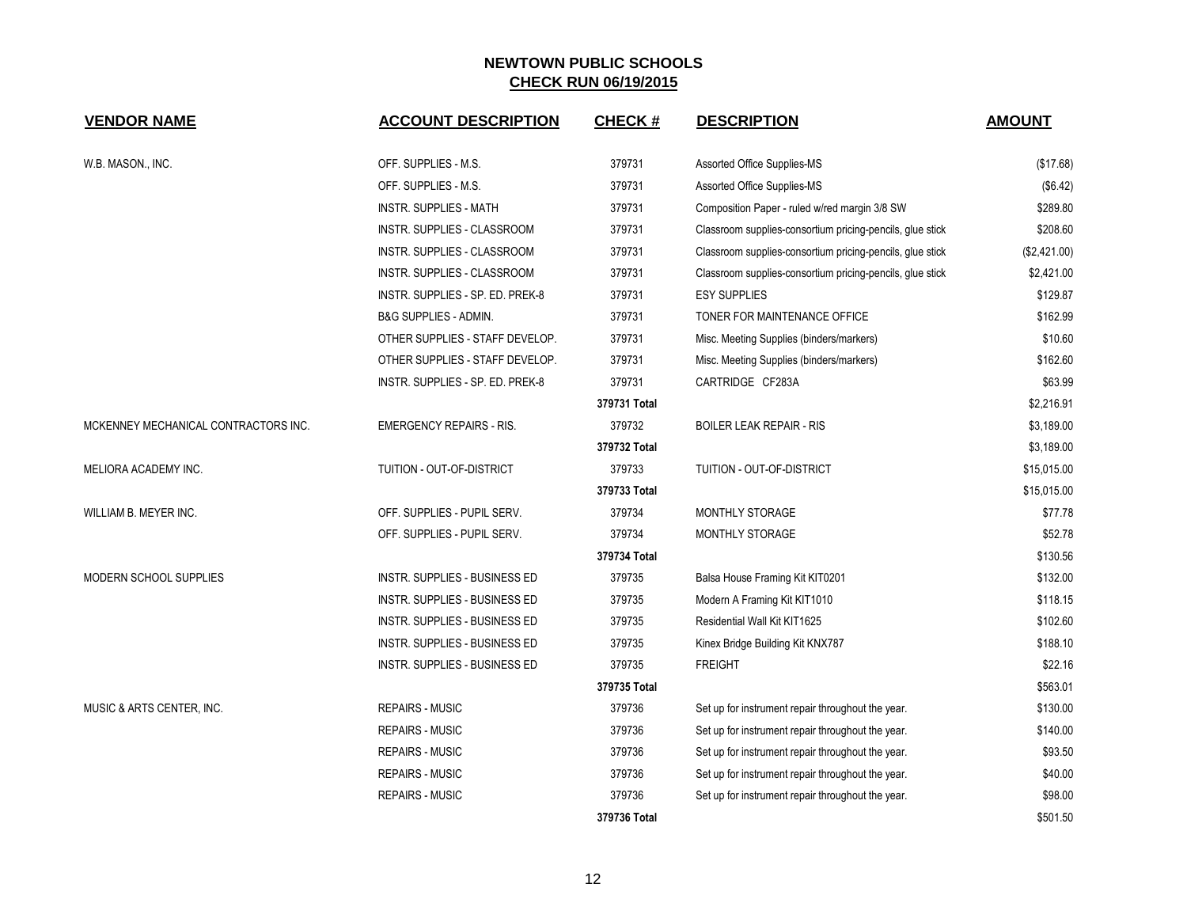# NEWTOWN PUBLIC SCHOOLS

## CHECK RUN 06/19/2015

| VENDOR NAME | ACCOUNT DESCRIPTION | CHECK # | DESCRIPTION | AMOUNT |
|---|---|---|---|---|
| W.B. MASON., INC. | OFF. SUPPLIES - M.S. | 379731 | Assorted Office Supplies-MS | ($17.68) |
| | OFF. SUPPLIES - M.S. | 379731 | Assorted Office Supplies-MS | ($6.42) |
| | INSTR. SUPPLIES - MATH | 379731 | Composition Paper - ruled w/red margin 3/8 SW | $289.80 |
| | INSTR. SUPPLIES - CLASSROOM | 379731 | Classroom supplies-consortium pricing-pencils, glue stick | $208.60 |
| | INSTR. SUPPLIES - CLASSROOM | 379731 | Classroom supplies-consortium pricing-pencils, glue stick | ($2,421.00) |
| | INSTR. SUPPLIES - CLASSROOM | 379731 | Classroom supplies-consortium pricing-pencils, glue stick | $2,421.00 |
| | INSTR. SUPPLIES - SP. ED. PREK-8 | 379731 | ESY SUPPLIES | $129.87 |
| | B&G SUPPLIES - ADMIN. | 379731 | TONER FOR MAINTENANCE OFFICE | $162.99 |
| | OTHER SUPPLIES - STAFF DEVELOP. | 379731 | Misc. Meeting Supplies (binders/markers) | $10.60 |
| | OTHER SUPPLIES - STAFF DEVELOP. | 379731 | Misc. Meeting Supplies (binders/markers) | $162.60 |
| | INSTR. SUPPLIES - SP. ED. PREK-8 | 379731 | CARTRIDGE CF283A | $63.99 |
| | | **379731 Total** | | $2,216.91 |
| MCKENNEY MECHANICAL CONTRACTORS INC. | EMERGENCY REPAIRS - RIS. | 379732 | BOILER LEAK REPAIR - RIS | $3,189.00 |
| | | **379732 Total** | | $3,189.00 |
| MELIORA ACADEMY INC. | TUITION - OUT-OF-DISTRICT | 379733 | TUITION - OUT-OF-DISTRICT | $15,015.00 |
| | | **379733 Total** | | $15,015.00 |
| WILLIAM B. MEYER INC. | OFF. SUPPLIES - PUPIL SERV. | 379734 | MONTHLY STORAGE | $77.78 |
| | OFF. SUPPLIES - PUPIL SERV. | 379734 | MONTHLY STORAGE | $52.78 |
| | | **379734 Total** | | $130.56 |
| MODERN SCHOOL SUPPLIES | INSTR. SUPPLIES - BUSINESS ED | 379735 | Balsa House Framing Kit KIT0201 | $132.00 |
| | INSTR. SUPPLIES - BUSINESS ED | 379735 | Modern A Framing Kit KIT1010 | $118.15 |
| | INSTR. SUPPLIES - BUSINESS ED | 379735 | Residential Wall Kit KIT1625 | $102.60 |
| | INSTR. SUPPLIES - BUSINESS ED | 379735 | Kinex Bridge Building Kit KNX787 | $188.10 |
| | INSTR. SUPPLIES - BUSINESS ED | 379735 | FREIGHT | $22.16 |
| | | **379735 Total** | | $563.01 |
| MUSIC & ARTS CENTER, INC. | REPAIRS - MUSIC | 379736 | Set up for instrument repair throughout the year. | $130.00 |
| | REPAIRS - MUSIC | 379736 | Set up for instrument repair throughout the year. | $140.00 |
| | REPAIRS - MUSIC | 379736 | Set up for instrument repair throughout the year. | $93.50 |
| | REPAIRS - MUSIC | 379736 | Set up for instrument repair throughout the year. | $40.00 |
| | REPAIRS - MUSIC | 379736 | Set up for instrument repair throughout the year. | $98.00 |
| | | **379736 Total** | | $501.50 |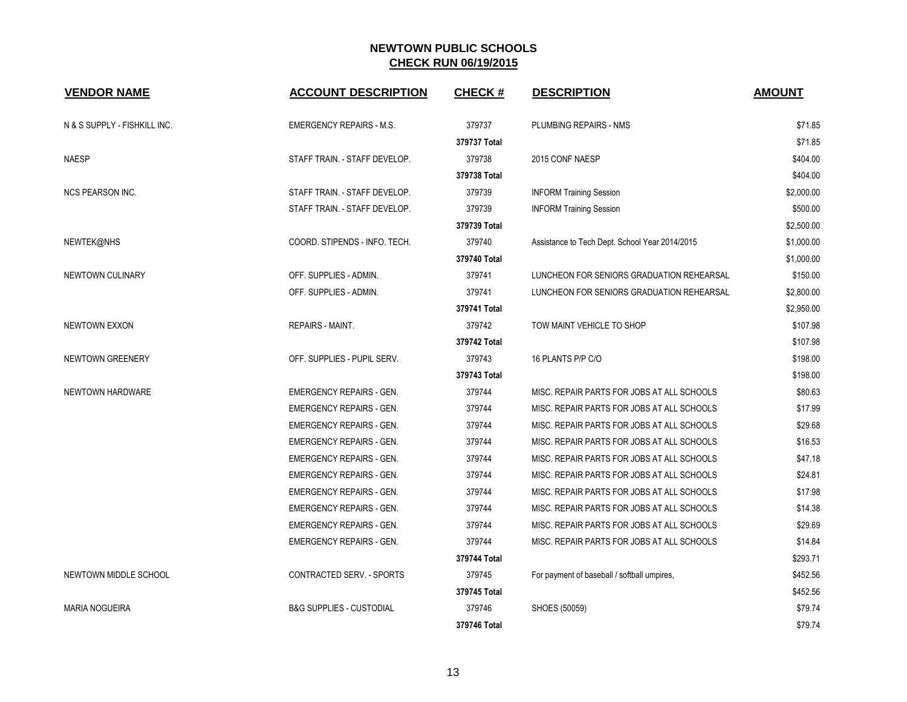# NEWTOWN PUBLIC SCHOOLS

## CHECK RUN 06/19/2015

| VENDOR NAME | ACCOUNT DESCRIPTION | CHECK # | DESCRIPTION | AMOUNT |
|---|---|---|---|---|
| N & S SUPPLY - FISHKILL INC. | EMERGENCY REPAIRS - M.S. | 379737 | PLUMBING REPAIRS - NMS | $71.85 |
| | | **379737 Total** | | $71.85 |
| NAESP | STAFF TRAIN. - STAFF DEVELOP. | 379738 | 2015 CONF NAESP | $404.00 |
| | | **379738 Total** | | $404.00 |
| NCS PEARSON INC. | STAFF TRAIN. - STAFF DEVELOP. | 379739 | INFORM Training Session | $2,000.00 |
| | STAFF TRAIN. - STAFF DEVELOP. | 379739 | INFORM Training Session | $500.00 |
| | | **379739 Total** | | $2,500.00 |
| NEWTEK@NHS | COORD. STIPENDS - INFO. TECH. | 379740 | Assistance to Tech Dept. School Year 2014/2015 | $1,000.00 |
| | | **379740 Total** | | $1,000.00 |
| NEWTOWN CULINARY | OFF. SUPPLIES - ADMIN. | 379741 | LUNCHEON FOR SENIORS GRADUATION REHEARSAL | $150.00 |
| | OFF. SUPPLIES - ADMIN. | 379741 | LUNCHEON FOR SENIORS GRADUATION REHEARSAL | $2,800.00 |
| | | **379741 Total** | | $2,950.00 |
| NEWTOWN EXXON | REPAIRS - MAINT. | 379742 | TOW MAINT VEHICLE TO SHOP | $107.98 |
| | | **379742 Total** | | $107.98 |
| NEWTOWN GREENERY | OFF. SUPPLIES - PUPIL SERV. | 379743 | 16 PLANTS P/P C/O | $198.00 |
| | | **379743 Total** | | $198.00 |
| NEWTOWN HARDWARE | EMERGENCY REPAIRS - GEN. | 379744 | MISC. REPAIR PARTS FOR JOBS AT ALL SCHOOLS | $80.63 |
| | EMERGENCY REPAIRS - GEN. | 379744 | MISC. REPAIR PARTS FOR JOBS AT ALL SCHOOLS | $17.99 |
| | EMERGENCY REPAIRS - GEN. | 379744 | MISC. REPAIR PARTS FOR JOBS AT ALL SCHOOLS | $29.68 |
| | EMERGENCY REPAIRS - GEN. | 379744 | MISC. REPAIR PARTS FOR JOBS AT ALL SCHOOLS | $16.53 |
| | EMERGENCY REPAIRS - GEN. | 379744 | MISC. REPAIR PARTS FOR JOBS AT ALL SCHOOLS | $47.18 |
| | EMERGENCY REPAIRS - GEN. | 379744 | MISC. REPAIR PARTS FOR JOBS AT ALL SCHOOLS | $24.81 |
| | EMERGENCY REPAIRS - GEN. | 379744 | MISC. REPAIR PARTS FOR JOBS AT ALL SCHOOLS | $17.98 |
| | EMERGENCY REPAIRS - GEN. | 379744 | MISC. REPAIR PARTS FOR JOBS AT ALL SCHOOLS | $14.38 |
| | EMERGENCY REPAIRS - GEN. | 379744 | MISC. REPAIR PARTS FOR JOBS AT ALL SCHOOLS | $29.69 |
| | EMERGENCY REPAIRS - GEN. | 379744 | MISC. REPAIR PARTS FOR JOBS AT ALL SCHOOLS | $14.84 |
| | | **379744 Total** | | $293.71 |
| NEWTOWN MIDDLE SCHOOL | CONTRACTED SERV. - SPORTS | 379745 | For payment of baseball / softball umpires, | $452.56 |
| | | **379745 Total** | | $452.56 |
| MARIA NOGUEIRA | B&G SUPPLIES - CUSTODIAL | 379746 | SHOES (50059) | $79.74 |
| | | **379746 Total** | | $79.74 |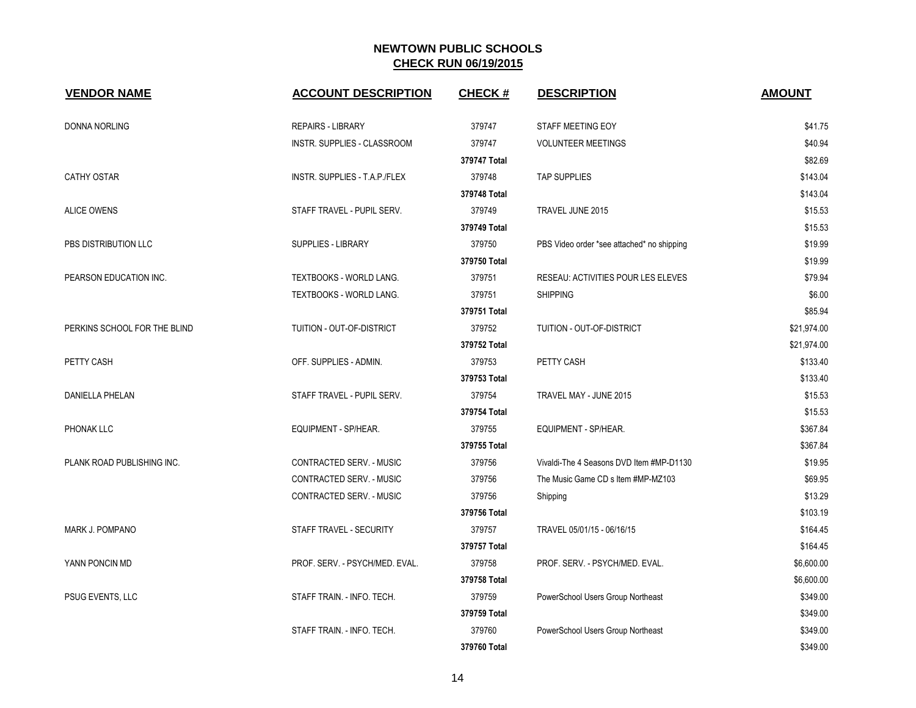# NEWTOWN PUBLIC SCHOOLS

## CHECK RUN 06/19/2015

| VENDOR NAME | ACCOUNT DESCRIPTION | CHECK # | DESCRIPTION | AMOUNT |
|---|---|---|---|---|
| DONNA NORLING | REPAIRS - LIBRARY | 379747 | STAFF MEETING EOY | $41.75 |
| | INSTR. SUPPLIES - CLASSROOM | 379747 | VOLUNTEER MEETINGS | $40.94 |
| | | **379747 Total** | | $82.69 |
| CATHY OSTAR | INSTR. SUPPLIES - T.A.P./FLEX | 379748 | TAP SUPPLIES | $143.04 |
| | | **379748 Total** | | $143.04 |
| ALICE OWENS | STAFF TRAVEL - PUPIL SERV. | 379749 | TRAVEL JUNE 2015 | $15.53 |
| | | **379749 Total** | | $15.53 |
| PBS DISTRIBUTION LLC | SUPPLIES - LIBRARY | 379750 | PBS Video order *see attached* no shipping | $19.99 |
| | | **379750 Total** | | $19.99 |
| PEARSON EDUCATION INC. | TEXTBOOKS - WORLD LANG. | 379751 | RESEAU: ACTIVITIES POUR LES ELEVES | $79.94 |
| | TEXTBOOKS - WORLD LANG. | 379751 | SHIPPING | $6.00 |
| | | **379751 Total** | | $85.94 |
| PERKINS SCHOOL FOR THE BLIND | TUITION - OUT-OF-DISTRICT | 379752 | TUITION - OUT-OF-DISTRICT | $21,974.00 |
| | | **379752 Total** | | $21,974.00 |
| PETTY CASH | OFF. SUPPLIES - ADMIN. | 379753 | PETTY CASH | $133.40 |
| | | **379753 Total** | | $133.40 |
| DANIELLA PHELAN | STAFF TRAVEL - PUPIL SERV. | 379754 | TRAVEL MAY - JUNE 2015 | $15.53 |
| | | **379754 Total** | | $15.53 |
| PHONAK LLC | EQUIPMENT - SP/HEAR. | 379755 | EQUIPMENT - SP/HEAR. | $367.84 |
| | | **379755 Total** | | $367.84 |
| PLANK ROAD PUBLISHING INC. | CONTRACTED SERV. - MUSIC | 379756 | Vivaldi-The 4 Seasons DVD Item #MP-D1130 | $19.95 |
| | CONTRACTED SERV. - MUSIC | 379756 | The Music Game CD s Item #MP-MZ103 | $69.95 |
| | CONTRACTED SERV. - MUSIC | 379756 | Shipping | $13.29 |
| | | **379756 Total** | | $103.19 |
| MARK J. POMPANO | STAFF TRAVEL - SECURITY | 379757 | TRAVEL 05/01/15 - 06/16/15 | $164.45 |
| | | **379757 Total** | | $164.45 |
| YANN PONCIN MD | PROF. SERV. - PSYCH/MED. EVAL. | 379758 | PROF. SERV. - PSYCH/MED. EVAL. | $6,600.00 |
| | | **379758 Total** | | $6,600.00 |
| PSUG EVENTS, LLC | STAFF TRAIN. - INFO. TECH. | 379759 | PowerSchool Users Group Northeast | $349.00 |
| | | **379759 Total** | | $349.00 |
| | STAFF TRAIN. - INFO. TECH. | 379760 | PowerSchool Users Group Northeast | $349.00 |
| | | **379760 Total** | | $349.00 |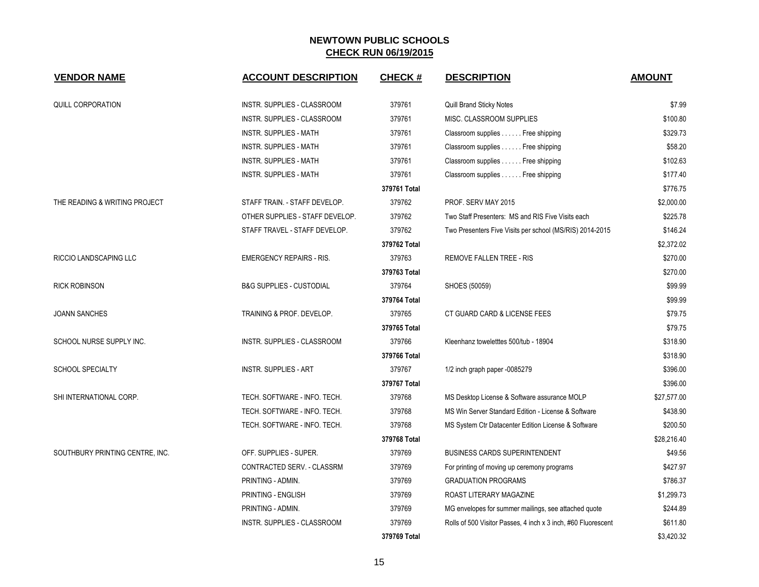# NEWTOWN PUBLIC SCHOOLS

## CHECK RUN 06/19/2015

| VENDOR NAME | ACCOUNT DESCRIPTION | CHECK # | DESCRIPTION | AMOUNT |
|---|---|---|---|---|
| QUILL CORPORATION | INSTR. SUPPLIES - CLASSROOM | 379761 | Quill Brand Sticky Notes | $7.99 |
| | INSTR. SUPPLIES - CLASSROOM | 379761 | MISC. CLASSROOM SUPPLIES | $100.80 |
| | INSTR. SUPPLIES - MATH | 379761 | Classroom supplies . . . . . . Free shipping | $329.73 |
| | INSTR. SUPPLIES - MATH | 379761 | Classroom supplies . . . . . . Free shipping | $58.20 |
| | INSTR. SUPPLIES - MATH | 379761 | Classroom supplies . . . . . . Free shipping | $102.63 |
| | INSTR. SUPPLIES - MATH | 379761 | Classroom supplies . . . . . . Free shipping | $177.40 |
| | | **379761 Total** | | $776.75 |
| THE READING & WRITING PROJECT | STAFF TRAIN. - STAFF DEVELOP. | 379762 | PROF. SERV MAY 2015 | $2,000.00 |
| | OTHER SUPPLIES - STAFF DEVELOP. | 379762 | Two Staff Presenters: MS and RIS Five Visits each | $225.78 |
| | STAFF TRAVEL - STAFF DEVELOP. | 379762 | Two Presenters Five Visits per school (MS/RIS) 2014-2015 | $146.24 |
| | | **379762 Total** | | $2,372.02 |
| RICCIO LANDSCAPING LLC | EMERGENCY REPAIRS - RIS. | 379763 | REMOVE FALLEN TREE - RIS | $270.00 |
| | | **379763 Total** | | $270.00 |
| RICK ROBINSON | B&G SUPPLIES - CUSTODIAL | 379764 | SHOES (50059) | $99.99 |
| | | **379764 Total** | | $99.99 |
| JOANN SANCHES | TRAINING & PROF. DEVELOP. | 379765 | CT GUARD CARD & LICENSE FEES | $79.75 |
| | | **379765 Total** | | $79.75 |
| SCHOOL NURSE SUPPLY INC. | INSTR. SUPPLIES - CLASSROOM | 379766 | Kleenhanz toweletttes 500/tub - 18904 | $318.90 |
| | | **379766 Total** | | $318.90 |
| SCHOOL SPECIALTY | INSTR. SUPPLIES - ART | 379767 | 1/2 inch graph paper -0085279 | $396.00 |
| | | **379767 Total** | | $396.00 |
| SHI INTERNATIONAL CORP. | TECH. SOFTWARE - INFO. TECH. | 379768 | MS Desktop License & Software assurance MOLP | $27,577.00 |
| | TECH. SOFTWARE - INFO. TECH. | 379768 | MS Win Server Standard Edition - License & Software | $438.90 |
| | TECH. SOFTWARE - INFO. TECH. | 379768 | MS System Ctr Datacenter Edition License & Software | $200.50 |
| | | **379768 Total** | | $28,216.40 |
| SOUTHBURY PRINTING CENTRE, INC. | OFF. SUPPLIES - SUPER. | 379769 | BUSINESS CARDS SUPERINTENDENT | $49.56 |
| | CONTRACTED SERV. - CLASSRM | 379769 | For printing of moving up ceremony programs | $427.97 |
| | PRINTING - ADMIN. | 379769 | GRADUATION PROGRAMS | $786.37 |
| | PRINTING - ENGLISH | 379769 | ROAST LITERARY MAGAZINE | $1,299.73 |
| | PRINTING - ADMIN. | 379769 | MG envelopes for summer mailings, see attached quote | $244.89 |
| | INSTR. SUPPLIES - CLASSROOM | 379769 | Rolls of 500 Visitor Passes, 4 inch x 3 inch, #60 Fluorescent | $611.80 |
| | | **379769 Total** | | $3,420.32 |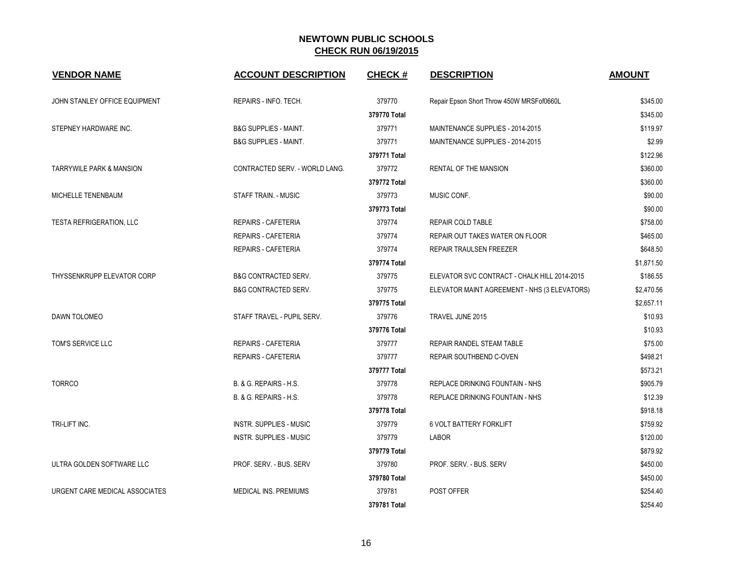# NEWTOWN PUBLIC SCHOOLS

## CHECK RUN 06/19/2015

| VENDOR NAME | ACCOUNT DESCRIPTION | CHECK # | DESCRIPTION | AMOUNT |
|---|---|---|---|---|
| JOHN STANLEY OFFICE EQUIPMENT | REPAIRS - INFO. TECH. | 379770 | Repair Epson Short Throw 450W MRSFof0660L | $345.00 |
| | | **379770 Total** | | $345.00 |
| STEPNEY HARDWARE INC. | B&G SUPPLIES - MAINT. | 379771 | MAINTENANCE SUPPLIES - 2014-2015 | $119.97 |
| | B&G SUPPLIES - MAINT. | 379771 | MAINTENANCE SUPPLIES - 2014-2015 | $2.99 |
| | | **379771 Total** | | $122.96 |
| TARRYWILE PARK & MANSION | CONTRACTED SERV. - WORLD LANG. | 379772 | RENTAL OF THE MANSION | $360.00 |
| | | **379772 Total** | | $360.00 |
| MICHELLE TENENBAUM | STAFF TRAIN. - MUSIC | 379773 | MUSIC CONF. | $90.00 |
| | | **379773 Total** | | $90.00 |
| TESTA REFRIGERATION, LLC | REPAIRS - CAFETERIA | 379774 | REPAIR COLD TABLE | $758.00 |
| | REPAIRS - CAFETERIA | 379774 | REPAIR OUT TAKES WATER ON FLOOR | $465.00 |
| | REPAIRS - CAFETERIA | 379774 | REPAIR TRAULSEN FREEZER | $648.50 |
| | | **379774 Total** | | $1,871.50 |
| THYSSENKRUPP ELEVATOR CORP | B&G CONTRACTED SERV. | 379775 | ELEVATOR SVC CONTRACT - CHALK HILL 2014-2015 | $186.55 |
| | B&G CONTRACTED SERV. | 379775 | ELEVATOR MAINT AGREEMENT - NHS (3 ELEVATORS) | $2,470.56 |
| | | **379775 Total** | | $2,657.11 |
| DAWN TOLOMEO | STAFF TRAVEL - PUPIL SERV. | 379776 | TRAVEL JUNE 2015 | $10.93 |
| | | **379776 Total** | | $10.93 |
| TOM'S SERVICE LLC | REPAIRS - CAFETERIA | 379777 | REPAIR RANDEL STEAM TABLE | $75.00 |
| | REPAIRS - CAFETERIA | 379777 | REPAIR SOUTHBEND C-OVEN | $498.21 |
| | | **379777 Total** | | $573.21 |
| TORRCO | B. & G. REPAIRS - H.S. | 379778 | REPLACE DRINKING FOUNTAIN - NHS | $905.79 |
| | B. & G. REPAIRS - H.S. | 379778 | REPLACE DRINKING FOUNTAIN - NHS | $12.39 |
| | | **379778 Total** | | $918.18 |
| TRI-LIFT INC. | INSTR. SUPPLIES - MUSIC | 379779 | 6 VOLT BATTERY FORKLIFT | $759.92 |
| | INSTR. SUPPLIES - MUSIC | 379779 | LABOR | $120.00 |
| | | **379779 Total** | | $879.92 |
| ULTRA GOLDEN SOFTWARE LLC | PROF. SERV. - BUS. SERV | 379780 | PROF. SERV. - BUS. SERV | $450.00 |
| | | **379780 Total** | | $450.00 |
| URGENT CARE MEDICAL ASSOCIATES | MEDICAL INS. PREMIUMS | 379781 | POST OFFER | $254.40 |
| | | **379781 Total** | | $254.40 |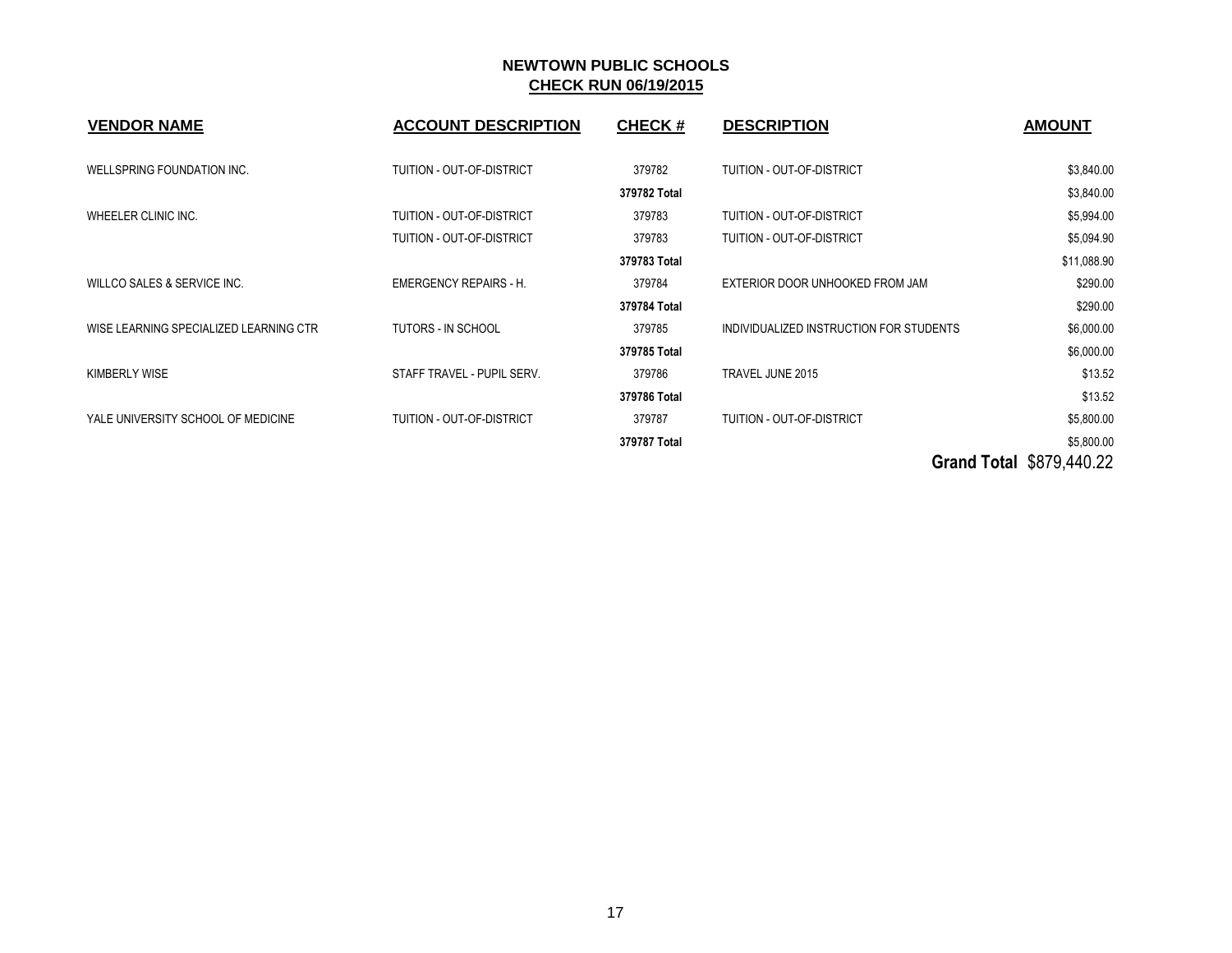## NEWTOWN PUBLIC SCHOOLS
## CHECK RUN 06/19/2015

| VENDOR NAME | ACCOUNT DESCRIPTION | CHECK # | DESCRIPTION | AMOUNT |
|---|---|---|---|---|
| WELLSPRING FOUNDATION INC. | TUITION - OUT-OF-DISTRICT | 379782 | TUITION - OUT-OF-DISTRICT | $3,840.00 |
| | | **379782 Total** | | $3,840.00 |
| WHEELER CLINIC INC. | TUITION - OUT-OF-DISTRICT | 379783 | TUITION - OUT-OF-DISTRICT | $5,994.00 |
| | TUITION - OUT-OF-DISTRICT | 379783 | TUITION - OUT-OF-DISTRICT | $5,094.90 |
| | | **379783 Total** | | $11,088.90 |
| WILLCO SALES & SERVICE INC. | EMERGENCY REPAIRS - H. | 379784 | EXTERIOR DOOR UNHOOKED FROM JAM | $290.00 |
| | | **379784 Total** | | $290.00 |
| WISE LEARNING SPECIALIZED LEARNING CTR | TUTORS - IN SCHOOL | 379785 | INDIVIDUALIZED INSTRUCTION FOR STUDENTS | $6,000.00 |
| | | **379785 Total** | | $6,000.00 |
| KIMBERLY WISE | STAFF TRAVEL - PUPIL SERV. | 379786 | TRAVEL JUNE 2015 | $13.52 |
| | | **379786 Total** | | $13.52 |
| YALE UNIVERSITY SCHOOL OF MEDICINE | TUITION - OUT-OF-DISTRICT | 379787 | TUITION - OUT-OF-DISTRICT | $5,800.00 |
| | | **379787 Total** | | $5,800.00 |
| | | | **Grand Total** | $879,440.22 |